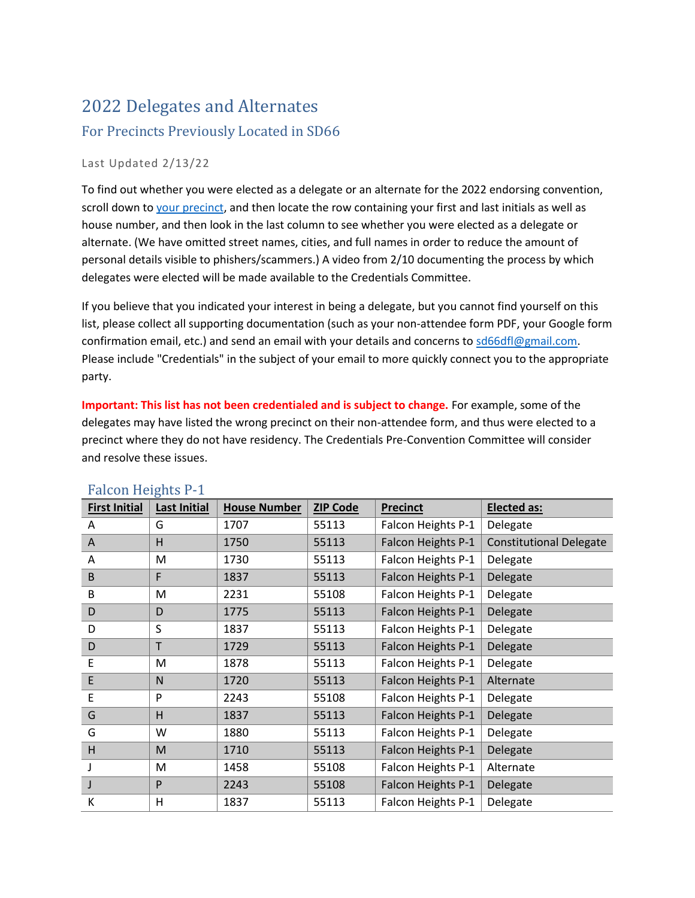# 2022 Delegates and Alternates

## For Precincts Previously Located in SD66

Last Updated 2/13/22

To find out whether you were elected as a delegate or an alternate for the 2022 endorsing convention, scroll down to [your precinct](#), and then locate the row containing your first and last initials as well as house number, and then look in the last column to see whether you were elected as a delegate or alternate. (We have omitted street names, cities, and full names in order to reduce the amount of personal details visible to phishers/scammers.) A video from 2/10 documenting the process by which delegates were elected will be made available to the Credentials Committee.

If you believe that you indicated your interest in being a delegate, but you cannot find yourself on this list, please collect all supporting documentation (such as your non-attendee form PDF, your Google form confirmation email, etc.) and send an email with your details and concerns to sd66dfl@gmail.com. Please include "Credentials" in the subject of your email to more quickly connect you to the appropriate party.

**Important: This list has not been credentialed and is subject to change.** For example, some of the delegates may have listed the wrong precinct on their non-attendee form, and thus were elected to a precinct where they do not have residency. The Credentials Pre-Convention Committee will consider and resolve these issues.

### Falcon Heights P-1

| First Initial | Last Initial | House Number | ZIP Code | Precinct | Elected as: |
|---|---|---|---|---|---|
| A | G | 1707 | 55113 | Falcon Heights P-1 | Delegate |
| A | H | 1750 | 55113 | Falcon Heights P-1 | Constitutional Delegate |
| A | M | 1730 | 55113 | Falcon Heights P-1 | Delegate |
| B | F | 1837 | 55113 | Falcon Heights P-1 | Delegate |
| B | M | 2231 | 55108 | Falcon Heights P-1 | Delegate |
| D | D | 1775 | 55113 | Falcon Heights P-1 | Delegate |
| D | S | 1837 | 55113 | Falcon Heights P-1 | Delegate |
| D | T | 1729 | 55113 | Falcon Heights P-1 | Delegate |
| E | M | 1878 | 55113 | Falcon Heights P-1 | Delegate |
| E | N | 1720 | 55113 | Falcon Heights P-1 | Alternate |
| E | P | 2243 | 55108 | Falcon Heights P-1 | Delegate |
| G | H | 1837 | 55113 | Falcon Heights P-1 | Delegate |
| G | W | 1880 | 55113 | Falcon Heights P-1 | Delegate |
| H | M | 1710 | 55113 | Falcon Heights P-1 | Delegate |
| J | M | 1458 | 55108 | Falcon Heights P-1 | Alternate |
| J | P | 2243 | 55108 | Falcon Heights P-1 | Delegate |
| K | H | 1837 | 55113 | Falcon Heights P-1 | Delegate |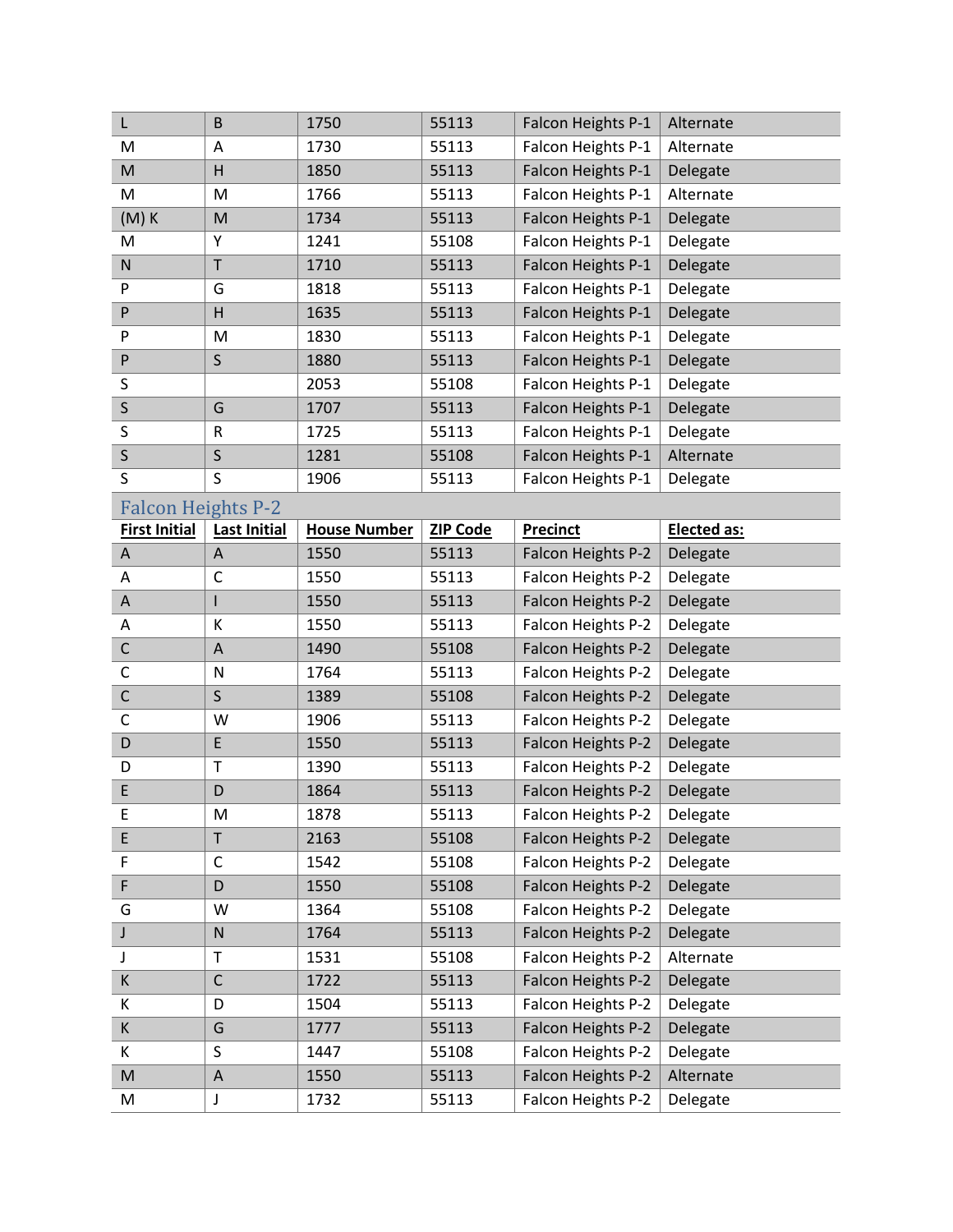| L | B | 1750 | 55113 | Falcon Heights P-1 | Alternate |
|---|---|---|---|---|---|
| M | A | 1730 | 55113 | Falcon Heights P-1 | Alternate |
| M | H | 1850 | 55113 | Falcon Heights P-1 | Delegate |
| M | M | 1766 | 55113 | Falcon Heights P-1 | Alternate |
| (M) K | M | 1734 | 55113 | Falcon Heights P-1 | Delegate |
| M | Y | 1241 | 55108 | Falcon Heights P-1 | Delegate |
| N | T | 1710 | 55113 | Falcon Heights P-1 | Delegate |
| P | G | 1818 | 55113 | Falcon Heights P-1 | Delegate |
| P | H | 1635 | 55113 | Falcon Heights P-1 | Delegate |
| P | M | 1830 | 55113 | Falcon Heights P-1 | Delegate |
| P | S | 1880 | 55113 | Falcon Heights P-1 | Delegate |
| S | | 2053 | 55108 | Falcon Heights P-1 | Delegate |
| S | G | 1707 | 55113 | Falcon Heights P-1 | Delegate |
| S | R | 1725 | 55113 | Falcon Heights P-1 | Delegate |
| S | S | 1281 | 55108 | Falcon Heights P-1 | Alternate |
| S | S | 1906 | 55113 | Falcon Heights P-1 | Delegate |

## Falcon Heights P-2

| First Initial | Last Initial | House Number | ZIP Code | Precinct | Elected as: |
|---|---|---|---|---|---|
| A | A | 1550 | 55113 | Falcon Heights P-2 | Delegate |
| A | C | 1550 | 55113 | Falcon Heights P-2 | Delegate |
| A | I | 1550 | 55113 | Falcon Heights P-2 | Delegate |
| A | K | 1550 | 55113 | Falcon Heights P-2 | Delegate |
| C | A | 1490 | 55108 | Falcon Heights P-2 | Delegate |
| C | N | 1764 | 55113 | Falcon Heights P-2 | Delegate |
| C | S | 1389 | 55108 | Falcon Heights P-2 | Delegate |
| C | W | 1906 | 55113 | Falcon Heights P-2 | Delegate |
| D | E | 1550 | 55113 | Falcon Heights P-2 | Delegate |
| D | T | 1390 | 55113 | Falcon Heights P-2 | Delegate |
| E | D | 1864 | 55113 | Falcon Heights P-2 | Delegate |
| E | M | 1878 | 55113 | Falcon Heights P-2 | Delegate |
| E | T | 2163 | 55108 | Falcon Heights P-2 | Delegate |
| F | C | 1542 | 55108 | Falcon Heights P-2 | Delegate |
| F | D | 1550 | 55108 | Falcon Heights P-2 | Delegate |
| G | W | 1364 | 55108 | Falcon Heights P-2 | Delegate |
| J | N | 1764 | 55113 | Falcon Heights P-2 | Delegate |
| J | T | 1531 | 55108 | Falcon Heights P-2 | Alternate |
| K | C | 1722 | 55113 | Falcon Heights P-2 | Delegate |
| K | D | 1504 | 55113 | Falcon Heights P-2 | Delegate |
| K | G | 1777 | 55113 | Falcon Heights P-2 | Delegate |
| K | S | 1447 | 55108 | Falcon Heights P-2 | Delegate |
| M | A | 1550 | 55113 | Falcon Heights P-2 | Alternate |
| M | J | 1732 | 55113 | Falcon Heights P-2 | Delegate |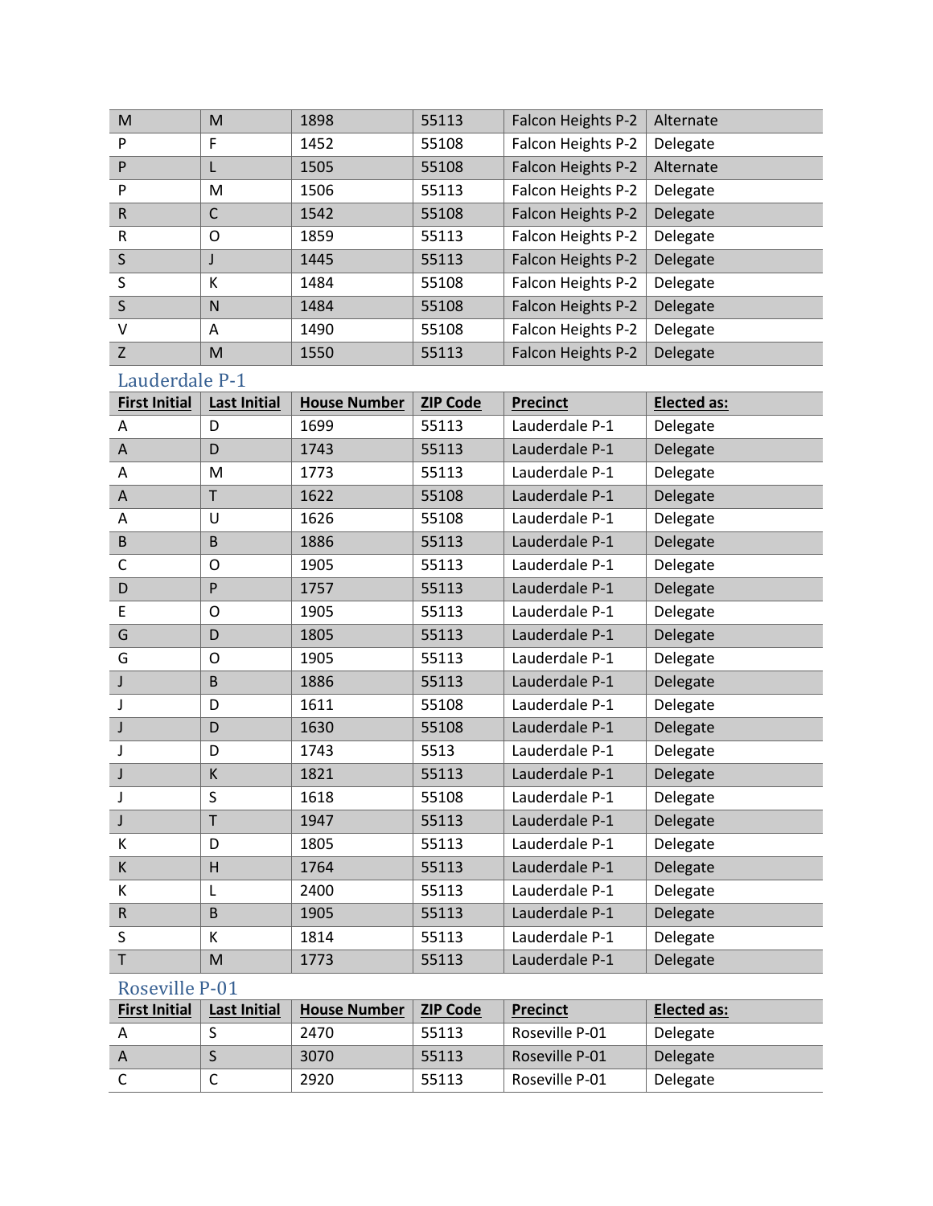| M | M | 1898 | 55113 | Falcon Heights P-2 | Alternate |
|---|---|---|---|---|---|
| P | F | 1452 | 55108 | Falcon Heights P-2 | Delegate |
| P | L | 1505 | 55108 | Falcon Heights P-2 | Alternate |
| P | M | 1506 | 55113 | Falcon Heights P-2 | Delegate |
| R | C | 1542 | 55108 | Falcon Heights P-2 | Delegate |
| R | O | 1859 | 55113 | Falcon Heights P-2 | Delegate |
| S | J | 1445 | 55113 | Falcon Heights P-2 | Delegate |
| S | K | 1484 | 55108 | Falcon Heights P-2 | Delegate |
| S | N | 1484 | 55108 | Falcon Heights P-2 | Delegate |
| V | A | 1490 | 55108 | Falcon Heights P-2 | Delegate |
| Z | M | 1550 | 55113 | Falcon Heights P-2 | Delegate |

## Lauderdale P-1

| First Initial | Last Initial | House Number | ZIP Code | Precinct | Elected as: |
|---|---|---|---|---|---|
| A | D | 1699 | 55113 | Lauderdale P-1 | Delegate |
| A | D | 1743 | 55113 | Lauderdale P-1 | Delegate |
| A | M | 1773 | 55113 | Lauderdale P-1 | Delegate |
| A | T | 1622 | 55108 | Lauderdale P-1 | Delegate |
| A | U | 1626 | 55108 | Lauderdale P-1 | Delegate |
| B | B | 1886 | 55113 | Lauderdale P-1 | Delegate |
| C | O | 1905 | 55113 | Lauderdale P-1 | Delegate |
| D | P | 1757 | 55113 | Lauderdale P-1 | Delegate |
| E | O | 1905 | 55113 | Lauderdale P-1 | Delegate |
| G | D | 1805 | 55113 | Lauderdale P-1 | Delegate |
| G | O | 1905 | 55113 | Lauderdale P-1 | Delegate |
| J | B | 1886 | 55113 | Lauderdale P-1 | Delegate |
| J | D | 1611 | 55108 | Lauderdale P-1 | Delegate |
| J | D | 1630 | 55108 | Lauderdale P-1 | Delegate |
| J | D | 1743 | 5513 | Lauderdale P-1 | Delegate |
| J | K | 1821 | 55113 | Lauderdale P-1 | Delegate |
| J | S | 1618 | 55108 | Lauderdale P-1 | Delegate |
| J | T | 1947 | 55113 | Lauderdale P-1 | Delegate |
| K | D | 1805 | 55113 | Lauderdale P-1 | Delegate |
| K | H | 1764 | 55113 | Lauderdale P-1 | Delegate |
| K | L | 2400 | 55113 | Lauderdale P-1 | Delegate |
| R | B | 1905 | 55113 | Lauderdale P-1 | Delegate |
| S | K | 1814 | 55113 | Lauderdale P-1 | Delegate |
| T | M | 1773 | 55113 | Lauderdale P-1 | Delegate |

## Roseville P-01

| First Initial | Last Initial | House Number | ZIP Code | Precinct | Elected as: |
|---|---|---|---|---|---|
| A | S | 2470 | 55113 | Roseville P-01 | Delegate |
| A | S | 3070 | 55113 | Roseville P-01 | Delegate |
| C | C | 2920 | 55113 | Roseville P-01 | Delegate |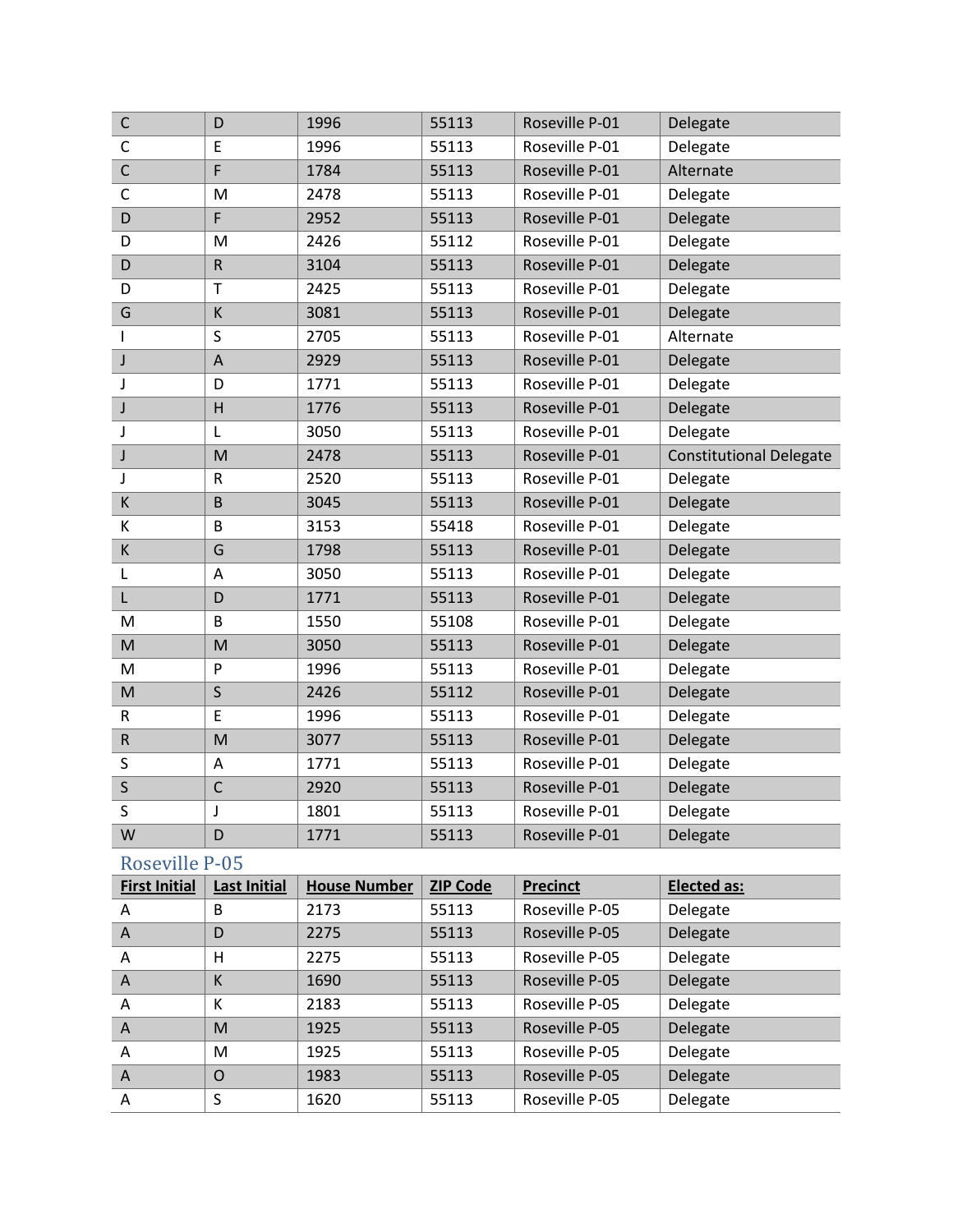| | | | | | |
|---|---|---|---|---|---|
| C | D | 1996 | 55113 | Roseville P-01 | Delegate |
| C | E | 1996 | 55113 | Roseville P-01 | Delegate |
| C | F | 1784 | 55113 | Roseville P-01 | Alternate |
| C | M | 2478 | 55113 | Roseville P-01 | Delegate |
| D | F | 2952 | 55113 | Roseville P-01 | Delegate |
| D | M | 2426 | 55112 | Roseville P-01 | Delegate |
| D | R | 3104 | 55113 | Roseville P-01 | Delegate |
| D | T | 2425 | 55113 | Roseville P-01 | Delegate |
| G | K | 3081 | 55113 | Roseville P-01 | Delegate |
| I | S | 2705 | 55113 | Roseville P-01 | Alternate |
| J | A | 2929 | 55113 | Roseville P-01 | Delegate |
| J | D | 1771 | 55113 | Roseville P-01 | Delegate |
| J | H | 1776 | 55113 | Roseville P-01 | Delegate |
| J | L | 3050 | 55113 | Roseville P-01 | Delegate |
| J | M | 2478 | 55113 | Roseville P-01 | Constitutional Delegate |
| J | R | 2520 | 55113 | Roseville P-01 | Delegate |
| K | B | 3045 | 55113 | Roseville P-01 | Delegate |
| K | B | 3153 | 55418 | Roseville P-01 | Delegate |
| K | G | 1798 | 55113 | Roseville P-01 | Delegate |
| L | A | 3050 | 55113 | Roseville P-01 | Delegate |
| L | D | 1771 | 55113 | Roseville P-01 | Delegate |
| M | B | 1550 | 55108 | Roseville P-01 | Delegate |
| M | M | 3050 | 55113 | Roseville P-01 | Delegate |
| M | P | 1996 | 55113 | Roseville P-01 | Delegate |
| M | S | 2426 | 55112 | Roseville P-01 | Delegate |
| R | E | 1996 | 55113 | Roseville P-01 | Delegate |
| R | M | 3077 | 55113 | Roseville P-01 | Delegate |
| S | A | 1771 | 55113 | Roseville P-01 | Delegate |
| S | C | 2920 | 55113 | Roseville P-01 | Delegate |
| S | J | 1801 | 55113 | Roseville P-01 | Delegate |
| W | D | 1771 | 55113 | Roseville P-01 | Delegate |

## Roseville P-05

| First Initial | Last Initial | House Number | ZIP Code | Precinct | Elected as: |
|---|---|---|---|---|---|
| A | B | 2173 | 55113 | Roseville P-05 | Delegate |
| A | D | 2275 | 55113 | Roseville P-05 | Delegate |
| A | H | 2275 | 55113 | Roseville P-05 | Delegate |
| A | K | 1690 | 55113 | Roseville P-05 | Delegate |
| A | K | 2183 | 55113 | Roseville P-05 | Delegate |
| A | M | 1925 | 55113 | Roseville P-05 | Delegate |
| A | M | 1925 | 55113 | Roseville P-05 | Delegate |
| A | O | 1983 | 55113 | Roseville P-05 | Delegate |
| A | S | 1620 | 55113 | Roseville P-05 | Delegate |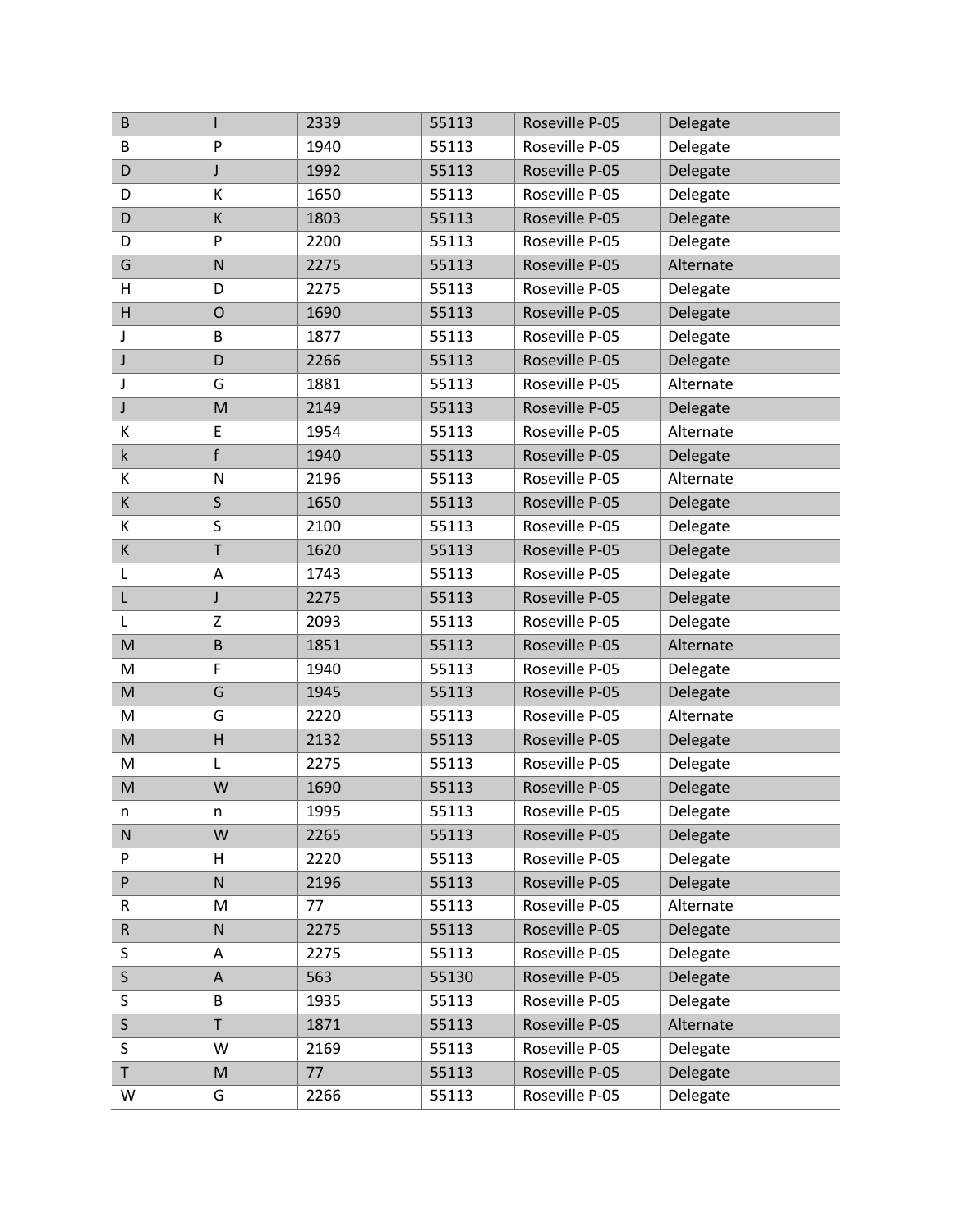| B | I | 2339 | 55113 | Roseville P-05 | Delegate |
|---|---|---|---|---|---|
| B | P | 1940 | 55113 | Roseville P-05 | Delegate |
| D | J | 1992 | 55113 | Roseville P-05 | Delegate |
| D | K | 1650 | 55113 | Roseville P-05 | Delegate |
| D | K | 1803 | 55113 | Roseville P-05 | Delegate |
| D | P | 2200 | 55113 | Roseville P-05 | Delegate |
| G | N | 2275 | 55113 | Roseville P-05 | Alternate |
| H | D | 2275 | 55113 | Roseville P-05 | Delegate |
| H | O | 1690 | 55113 | Roseville P-05 | Delegate |
| J | B | 1877 | 55113 | Roseville P-05 | Delegate |
| J | D | 2266 | 55113 | Roseville P-05 | Delegate |
| J | G | 1881 | 55113 | Roseville P-05 | Alternate |
| J | M | 2149 | 55113 | Roseville P-05 | Delegate |
| K | E | 1954 | 55113 | Roseville P-05 | Alternate |
| k | f | 1940 | 55113 | Roseville P-05 | Delegate |
| K | N | 2196 | 55113 | Roseville P-05 | Alternate |
| K | S | 1650 | 55113 | Roseville P-05 | Delegate |
| K | S | 2100 | 55113 | Roseville P-05 | Delegate |
| K | T | 1620 | 55113 | Roseville P-05 | Delegate |
| L | A | 1743 | 55113 | Roseville P-05 | Delegate |
| L | J | 2275 | 55113 | Roseville P-05 | Delegate |
| L | Z | 2093 | 55113 | Roseville P-05 | Delegate |
| M | B | 1851 | 55113 | Roseville P-05 | Alternate |
| M | F | 1940 | 55113 | Roseville P-05 | Delegate |
| M | G | 1945 | 55113 | Roseville P-05 | Delegate |
| M | G | 2220 | 55113 | Roseville P-05 | Alternate |
| M | H | 2132 | 55113 | Roseville P-05 | Delegate |
| M | L | 2275 | 55113 | Roseville P-05 | Delegate |
| M | W | 1690 | 55113 | Roseville P-05 | Delegate |
| n | n | 1995 | 55113 | Roseville P-05 | Delegate |
| N | W | 2265 | 55113 | Roseville P-05 | Delegate |
| P | H | 2220 | 55113 | Roseville P-05 | Delegate |
| P | N | 2196 | 55113 | Roseville P-05 | Delegate |
| R | M | 77 | 55113 | Roseville P-05 | Alternate |
| R | N | 2275 | 55113 | Roseville P-05 | Delegate |
| S | A | 2275 | 55113 | Roseville P-05 | Delegate |
| S | A | 563 | 55130 | Roseville P-05 | Delegate |
| S | B | 1935 | 55113 | Roseville P-05 | Delegate |
| S | T | 1871 | 55113 | Roseville P-05 | Alternate |
| S | W | 2169 | 55113 | Roseville P-05 | Delegate |
| T | M | 77 | 55113 | Roseville P-05 | Delegate |
| W | G | 2266 | 55113 | Roseville P-05 | Delegate |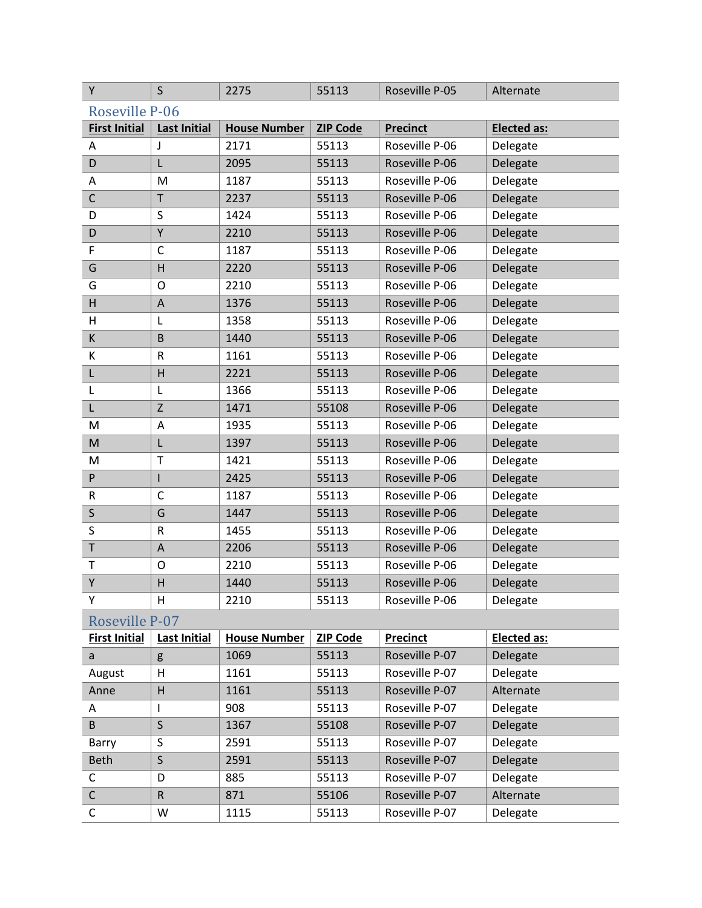| Y | S | 2275 | 55113 | Roseville P-05 | Alternate |
|---|---|---|---|---|---|

## Roseville P-06

| First Initial | Last Initial | House Number | ZIP Code | Precinct | Elected as: |
|---|---|---|---|---|---|
| A | J | 2171 | 55113 | Roseville P-06 | Delegate |
| D | L | 2095 | 55113 | Roseville P-06 | Delegate |
| A | M | 1187 | 55113 | Roseville P-06 | Delegate |
| C | T | 2237 | 55113 | Roseville P-06 | Delegate |
| D | S | 1424 | 55113 | Roseville P-06 | Delegate |
| D | Y | 2210 | 55113 | Roseville P-06 | Delegate |
| F | C | 1187 | 55113 | Roseville P-06 | Delegate |
| G | H | 2220 | 55113 | Roseville P-06 | Delegate |
| G | O | 2210 | 55113 | Roseville P-06 | Delegate |
| H | A | 1376 | 55113 | Roseville P-06 | Delegate |
| H | L | 1358 | 55113 | Roseville P-06 | Delegate |
| K | B | 1440 | 55113 | Roseville P-06 | Delegate |
| K | R | 1161 | 55113 | Roseville P-06 | Delegate |
| L | H | 2221 | 55113 | Roseville P-06 | Delegate |
| L | L | 1366 | 55113 | Roseville P-06 | Delegate |
| L | Z | 1471 | 55108 | Roseville P-06 | Delegate |
| M | A | 1935 | 55113 | Roseville P-06 | Delegate |
| M | L | 1397 | 55113 | Roseville P-06 | Delegate |
| M | T | 1421 | 55113 | Roseville P-06 | Delegate |
| P | I | 2425 | 55113 | Roseville P-06 | Delegate |
| R | C | 1187 | 55113 | Roseville P-06 | Delegate |
| S | G | 1447 | 55113 | Roseville P-06 | Delegate |
| S | R | 1455 | 55113 | Roseville P-06 | Delegate |
| T | A | 2206 | 55113 | Roseville P-06 | Delegate |
| T | O | 2210 | 55113 | Roseville P-06 | Delegate |
| Y | H | 1440 | 55113 | Roseville P-06 | Delegate |
| Y | H | 2210 | 55113 | Roseville P-06 | Delegate |

## Roseville P-07

| First Initial | Last Initial | House Number | ZIP Code | Precinct | Elected as: |
|---|---|---|---|---|---|
| a | g | 1069 | 55113 | Roseville P-07 | Delegate |
| August | H | 1161 | 55113 | Roseville P-07 | Delegate |
| Anne | H | 1161 | 55113 | Roseville P-07 | Alternate |
| A | I | 908 | 55113 | Roseville P-07 | Delegate |
| B | S | 1367 | 55108 | Roseville P-07 | Delegate |
| Barry | S | 2591 | 55113 | Roseville P-07 | Delegate |
| Beth | S | 2591 | 55113 | Roseville P-07 | Delegate |
| C | D | 885 | 55113 | Roseville P-07 | Delegate |
| C | R | 871 | 55106 | Roseville P-07 | Alternate |
| C | W | 1115 | 55113 | Roseville P-07 | Delegate |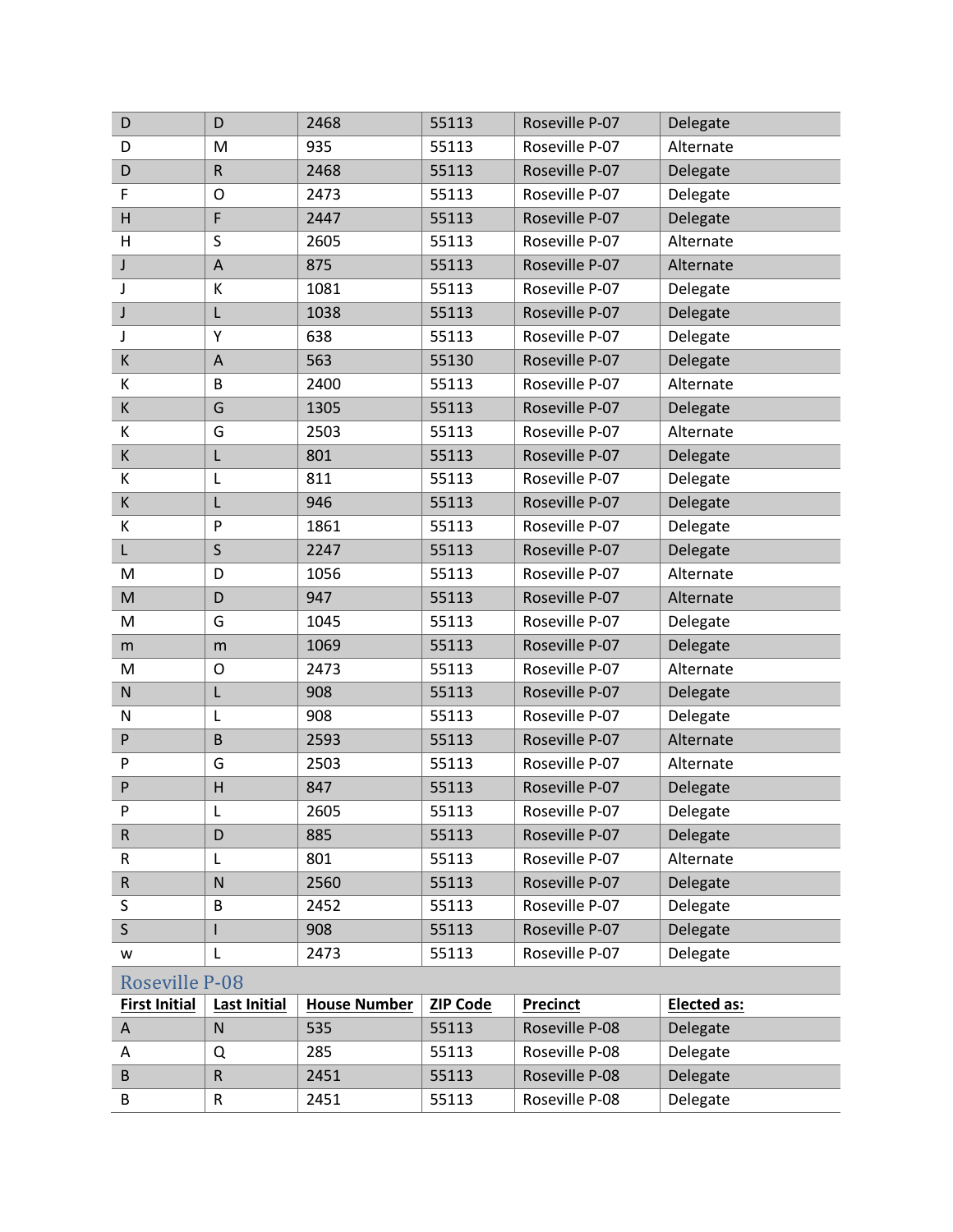| D | D | 2468 | 55113 | Roseville P-07 | Delegate |
|---|---|---|---|---|---|
| D | M | 935 | 55113 | Roseville P-07 | Alternate |
| D | R | 2468 | 55113 | Roseville P-07 | Delegate |
| F | O | 2473 | 55113 | Roseville P-07 | Delegate |
| H | F | 2447 | 55113 | Roseville P-07 | Delegate |
| H | S | 2605 | 55113 | Roseville P-07 | Alternate |
| J | A | 875 | 55113 | Roseville P-07 | Alternate |
| J | K | 1081 | 55113 | Roseville P-07 | Delegate |
| J | L | 1038 | 55113 | Roseville P-07 | Delegate |
| J | Y | 638 | 55113 | Roseville P-07 | Delegate |
| K | A | 563 | 55130 | Roseville P-07 | Delegate |
| K | B | 2400 | 55113 | Roseville P-07 | Alternate |
| K | G | 1305 | 55113 | Roseville P-07 | Delegate |
| K | G | 2503 | 55113 | Roseville P-07 | Alternate |
| K | L | 801 | 55113 | Roseville P-07 | Delegate |
| K | L | 811 | 55113 | Roseville P-07 | Delegate |
| K | L | 946 | 55113 | Roseville P-07 | Delegate |
| K | P | 1861 | 55113 | Roseville P-07 | Delegate |
| L | S | 2247 | 55113 | Roseville P-07 | Delegate |
| M | D | 1056 | 55113 | Roseville P-07 | Alternate |
| M | D | 947 | 55113 | Roseville P-07 | Alternate |
| M | G | 1045 | 55113 | Roseville P-07 | Delegate |
| m | m | 1069 | 55113 | Roseville P-07 | Delegate |
| M | O | 2473 | 55113 | Roseville P-07 | Alternate |
| N | L | 908 | 55113 | Roseville P-07 | Delegate |
| N | L | 908 | 55113 | Roseville P-07 | Delegate |
| P | B | 2593 | 55113 | Roseville P-07 | Alternate |
| P | G | 2503 | 55113 | Roseville P-07 | Alternate |
| P | H | 847 | 55113 | Roseville P-07 | Delegate |
| P | L | 2605 | 55113 | Roseville P-07 | Delegate |
| R | D | 885 | 55113 | Roseville P-07 | Delegate |
| R | L | 801 | 55113 | Roseville P-07 | Alternate |
| R | N | 2560 | 55113 | Roseville P-07 | Delegate |
| S | B | 2452 | 55113 | Roseville P-07 | Delegate |
| S | I | 908 | 55113 | Roseville P-07 | Delegate |
| w | L | 2473 | 55113 | Roseville P-07 | Delegate |

## Roseville P-08

| First Initial | Last Initial | House Number | ZIP Code | Precinct | Elected as: |
|---|---|---|---|---|---|
| A | N | 535 | 55113 | Roseville P-08 | Delegate |
| A | Q | 285 | 55113 | Roseville P-08 | Delegate |
| B | R | 2451 | 55113 | Roseville P-08 | Delegate |
| B | R | 2451 | 55113 | Roseville P-08 | Delegate |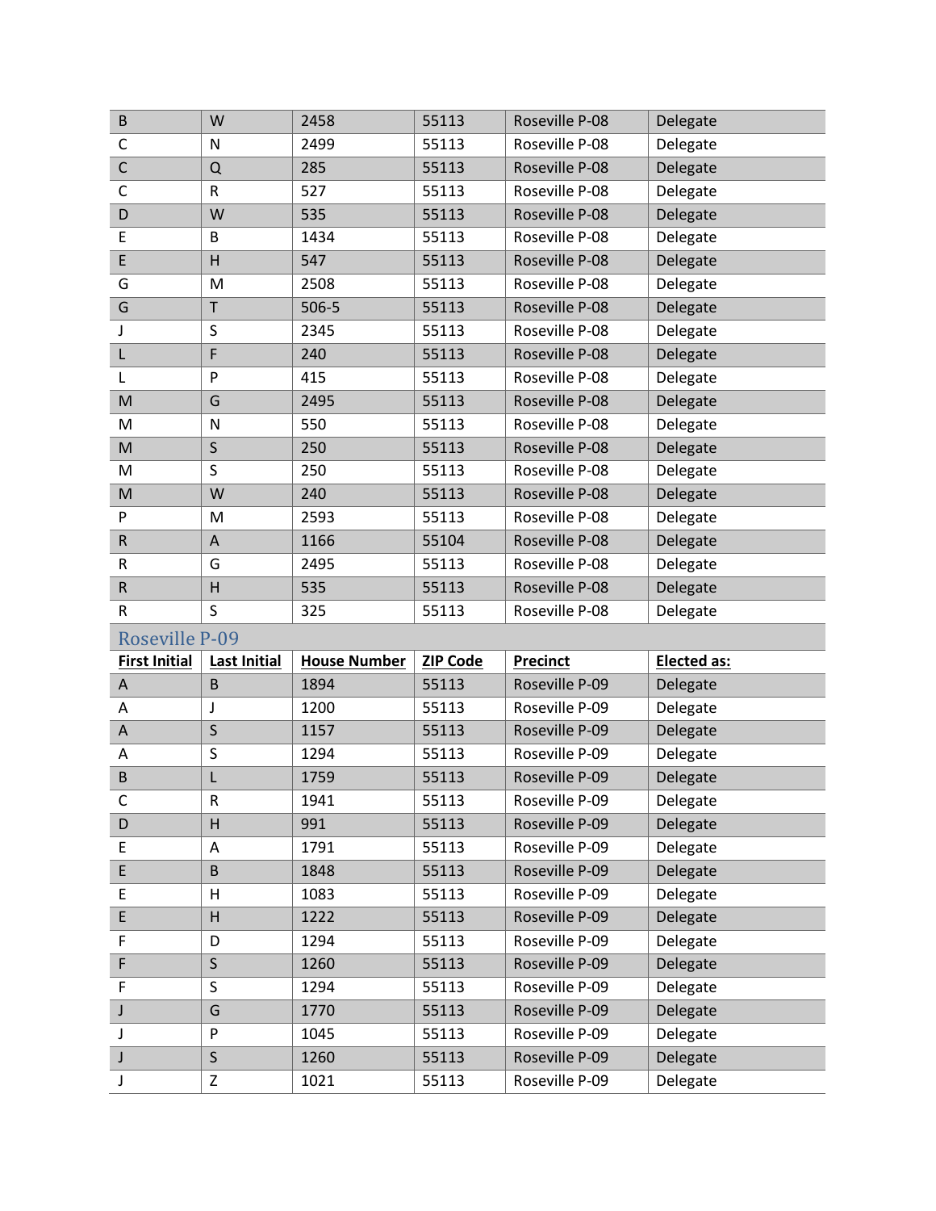| | | | | | |
|---|---|---|---|---|---|
| B | W | 2458 | 55113 | Roseville P-08 | Delegate |
| C | N | 2499 | 55113 | Roseville P-08 | Delegate |
| C | Q | 285 | 55113 | Roseville P-08 | Delegate |
| C | R | 527 | 55113 | Roseville P-08 | Delegate |
| D | W | 535 | 55113 | Roseville P-08 | Delegate |
| E | B | 1434 | 55113 | Roseville P-08 | Delegate |
| E | H | 547 | 55113 | Roseville P-08 | Delegate |
| G | M | 2508 | 55113 | Roseville P-08 | Delegate |
| G | T | 506-5 | 55113 | Roseville P-08 | Delegate |
| J | S | 2345 | 55113 | Roseville P-08 | Delegate |
| L | F | 240 | 55113 | Roseville P-08 | Delegate |
| L | P | 415 | 55113 | Roseville P-08 | Delegate |
| M | G | 2495 | 55113 | Roseville P-08 | Delegate |
| M | N | 550 | 55113 | Roseville P-08 | Delegate |
| M | S | 250 | 55113 | Roseville P-08 | Delegate |
| M | S | 250 | 55113 | Roseville P-08 | Delegate |
| M | W | 240 | 55113 | Roseville P-08 | Delegate |
| P | M | 2593 | 55113 | Roseville P-08 | Delegate |
| R | A | 1166 | 55104 | Roseville P-08 | Delegate |
| R | G | 2495 | 55113 | Roseville P-08 | Delegate |
| R | H | 535 | 55113 | Roseville P-08 | Delegate |
| R | S | 325 | 55113 | Roseville P-08 | Delegate |

## Roseville P-09

| First Initial | Last Initial | House Number | ZIP Code | Precinct | Elected as: |
|---|---|---|---|---|---|
| A | B | 1894 | 55113 | Roseville P-09 | Delegate |
| A | J | 1200 | 55113 | Roseville P-09 | Delegate |
| A | S | 1157 | 55113 | Roseville P-09 | Delegate |
| A | S | 1294 | 55113 | Roseville P-09 | Delegate |
| B | L | 1759 | 55113 | Roseville P-09 | Delegate |
| C | R | 1941 | 55113 | Roseville P-09 | Delegate |
| D | H | 991 | 55113 | Roseville P-09 | Delegate |
| E | A | 1791 | 55113 | Roseville P-09 | Delegate |
| E | B | 1848 | 55113 | Roseville P-09 | Delegate |
| E | H | 1083 | 55113 | Roseville P-09 | Delegate |
| E | H | 1222 | 55113 | Roseville P-09 | Delegate |
| F | D | 1294 | 55113 | Roseville P-09 | Delegate |
| F | S | 1260 | 55113 | Roseville P-09 | Delegate |
| F | S | 1294 | 55113 | Roseville P-09 | Delegate |
| J | G | 1770 | 55113 | Roseville P-09 | Delegate |
| J | P | 1045 | 55113 | Roseville P-09 | Delegate |
| J | S | 1260 | 55113 | Roseville P-09 | Delegate |
| J | Z | 1021 | 55113 | Roseville P-09 | Delegate |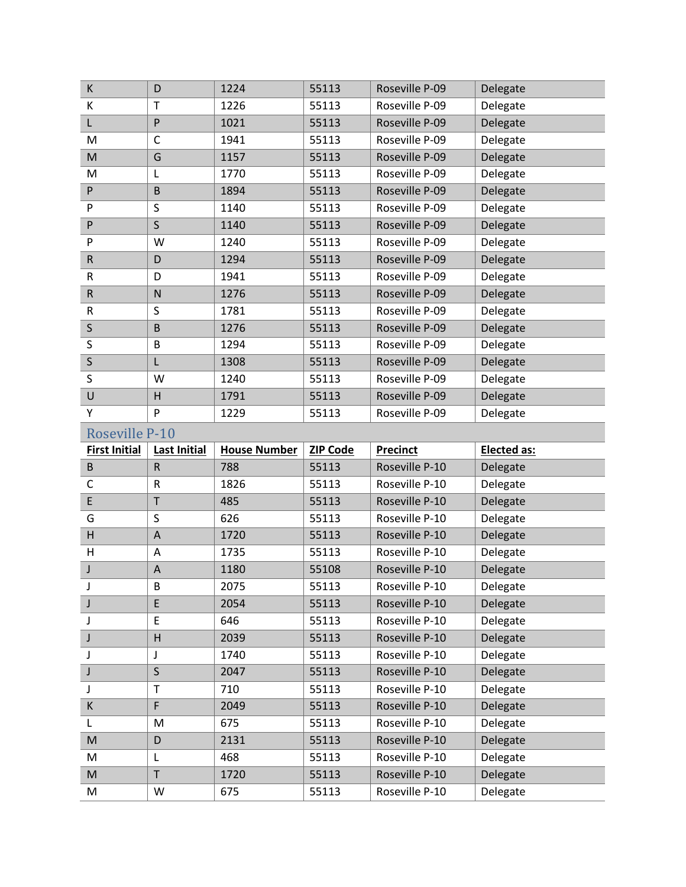| | | | | | |
|---|---|---|---|---|---|
| K | D | 1224 | 55113 | Roseville P-09 | Delegate |
| K | T | 1226 | 55113 | Roseville P-09 | Delegate |
| L | P | 1021 | 55113 | Roseville P-09 | Delegate |
| M | C | 1941 | 55113 | Roseville P-09 | Delegate |
| M | G | 1157 | 55113 | Roseville P-09 | Delegate |
| M | L | 1770 | 55113 | Roseville P-09 | Delegate |
| P | B | 1894 | 55113 | Roseville P-09 | Delegate |
| P | S | 1140 | 55113 | Roseville P-09 | Delegate |
| P | S | 1140 | 55113 | Roseville P-09 | Delegate |
| P | W | 1240 | 55113 | Roseville P-09 | Delegate |
| R | D | 1294 | 55113 | Roseville P-09 | Delegate |
| R | D | 1941 | 55113 | Roseville P-09 | Delegate |
| R | N | 1276 | 55113 | Roseville P-09 | Delegate |
| R | S | 1781 | 55113 | Roseville P-09 | Delegate |
| S | B | 1276 | 55113 | Roseville P-09 | Delegate |
| S | B | 1294 | 55113 | Roseville P-09 | Delegate |
| S | L | 1308 | 55113 | Roseville P-09 | Delegate |
| S | W | 1240 | 55113 | Roseville P-09 | Delegate |
| U | H | 1791 | 55113 | Roseville P-09 | Delegate |
| Y | P | 1229 | 55113 | Roseville P-09 | Delegate |

## Roseville P-10

| First Initial | Last Initial | House Number | ZIP Code | Precinct | Elected as: |
|---|---|---|---|---|---|
| B | R | 788 | 55113 | Roseville P-10 | Delegate |
| C | R | 1826 | 55113 | Roseville P-10 | Delegate |
| E | T | 485 | 55113 | Roseville P-10 | Delegate |
| G | S | 626 | 55113 | Roseville P-10 | Delegate |
| H | A | 1720 | 55113 | Roseville P-10 | Delegate |
| H | A | 1735 | 55113 | Roseville P-10 | Delegate |
| J | A | 1180 | 55108 | Roseville P-10 | Delegate |
| J | B | 2075 | 55113 | Roseville P-10 | Delegate |
| J | E | 2054 | 55113 | Roseville P-10 | Delegate |
| J | E | 646 | 55113 | Roseville P-10 | Delegate |
| J | H | 2039 | 55113 | Roseville P-10 | Delegate |
| J | J | 1740 | 55113 | Roseville P-10 | Delegate |
| J | S | 2047 | 55113 | Roseville P-10 | Delegate |
| J | T | 710 | 55113 | Roseville P-10 | Delegate |
| K | F | 2049 | 55113 | Roseville P-10 | Delegate |
| L | M | 675 | 55113 | Roseville P-10 | Delegate |
| M | D | 2131 | 55113 | Roseville P-10 | Delegate |
| M | L | 468 | 55113 | Roseville P-10 | Delegate |
| M | T | 1720 | 55113 | Roseville P-10 | Delegate |
| M | W | 675 | 55113 | Roseville P-10 | Delegate |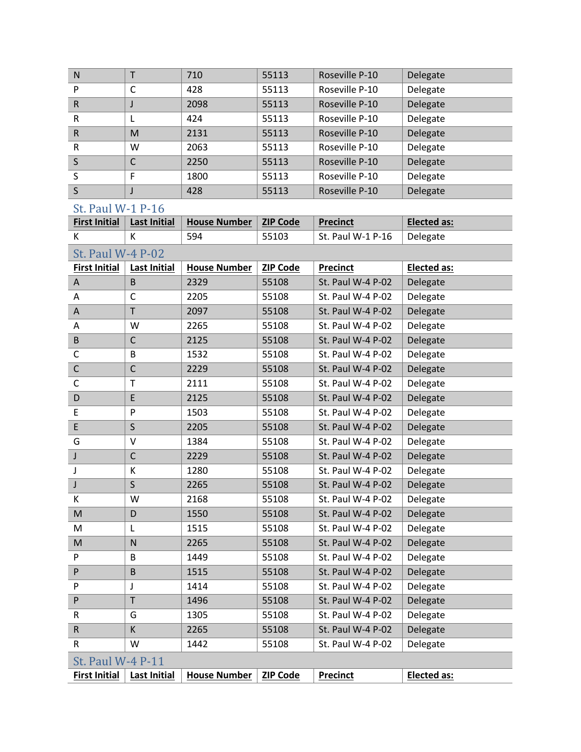| N | T | 710 | 55113 | Roseville P-10 | Delegate |
|---|---|---|---|---|---|
| P | C | 428 | 55113 | Roseville P-10 | Delegate |
| R | J | 2098 | 55113 | Roseville P-10 | Delegate |
| R | L | 424 | 55113 | Roseville P-10 | Delegate |
| R | M | 2131 | 55113 | Roseville P-10 | Delegate |
| R | W | 2063 | 55113 | Roseville P-10 | Delegate |
| S | C | 2250 | 55113 | Roseville P-10 | Delegate |
| S | F | 1800 | 55113 | Roseville P-10 | Delegate |
| S | J | 428 | 55113 | Roseville P-10 | Delegate |

## St. Paul W-1 P-16

| First Initial | Last Initial | House Number | ZIP Code | Precinct | Elected as: |
|---|---|---|---|---|---|
| K | K | 594 | 55103 | St. Paul W-1 P-16 | Delegate |

## St. Paul W-4 P-02

| First Initial | Last Initial | House Number | ZIP Code | Precinct | Elected as: |
|---|---|---|---|---|---|
| A | B | 2329 | 55108 | St. Paul W-4 P-02 | Delegate |
| A | C | 2205 | 55108 | St. Paul W-4 P-02 | Delegate |
| A | T | 2097 | 55108 | St. Paul W-4 P-02 | Delegate |
| A | W | 2265 | 55108 | St. Paul W-4 P-02 | Delegate |
| B | C | 2125 | 55108 | St. Paul W-4 P-02 | Delegate |
| C | B | 1532 | 55108 | St. Paul W-4 P-02 | Delegate |
| C | C | 2229 | 55108 | St. Paul W-4 P-02 | Delegate |
| C | T | 2111 | 55108 | St. Paul W-4 P-02 | Delegate |
| D | E | 2125 | 55108 | St. Paul W-4 P-02 | Delegate |
| E | P | 1503 | 55108 | St. Paul W-4 P-02 | Delegate |
| E | S | 2205 | 55108 | St. Paul W-4 P-02 | Delegate |
| G | V | 1384 | 55108 | St. Paul W-4 P-02 | Delegate |
| J | C | 2229 | 55108 | St. Paul W-4 P-02 | Delegate |
| J | K | 1280 | 55108 | St. Paul W-4 P-02 | Delegate |
| J | S | 2265 | 55108 | St. Paul W-4 P-02 | Delegate |
| K | W | 2168 | 55108 | St. Paul W-4 P-02 | Delegate |
| M | D | 1550 | 55108 | St. Paul W-4 P-02 | Delegate |
| M | L | 1515 | 55108 | St. Paul W-4 P-02 | Delegate |
| M | N | 2265 | 55108 | St. Paul W-4 P-02 | Delegate |
| P | B | 1449 | 55108 | St. Paul W-4 P-02 | Delegate |
| P | B | 1515 | 55108 | St. Paul W-4 P-02 | Delegate |
| P | J | 1414 | 55108 | St. Paul W-4 P-02 | Delegate |
| P | T | 1496 | 55108 | St. Paul W-4 P-02 | Delegate |
| R | G | 1305 | 55108 | St. Paul W-4 P-02 | Delegate |
| R | K | 2265 | 55108 | St. Paul W-4 P-02 | Delegate |
| R | W | 1442 | 55108 | St. Paul W-4 P-02 | Delegate |

## St. Paul W-4 P-11

| First Initial | Last Initial | House Number | ZIP Code | Precinct | Elected as: |
|---|---|---|---|---|---|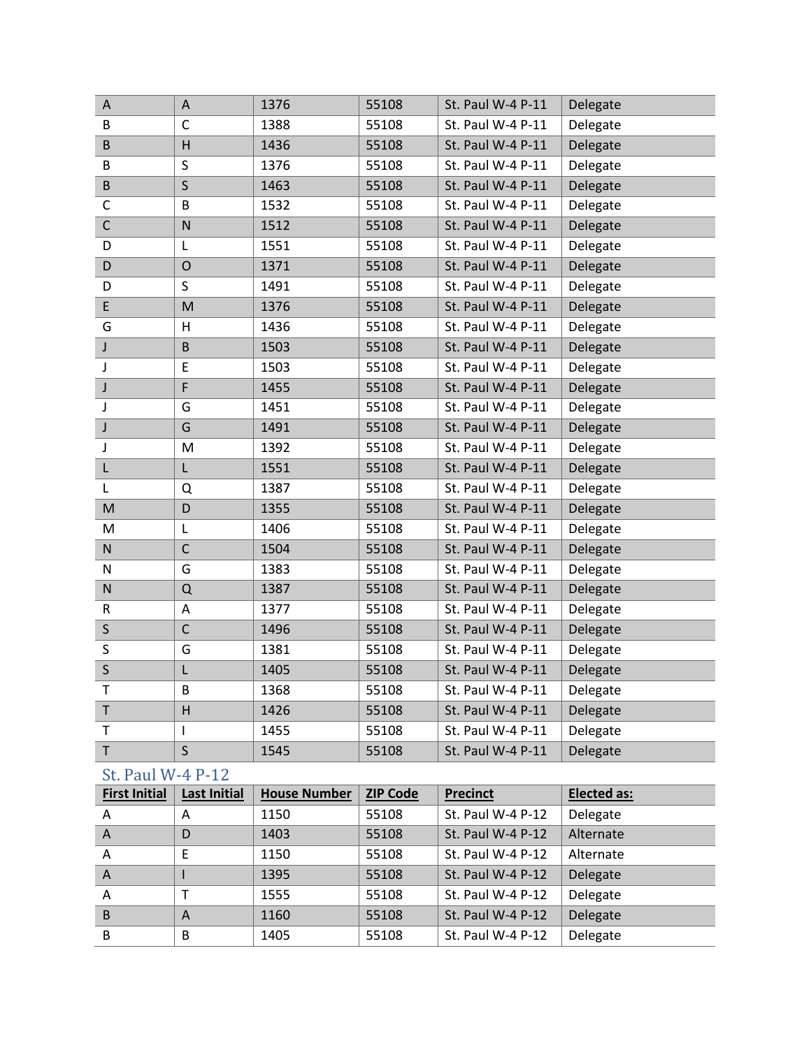| | | | | | |
|---|---|---|---|---|---|
| A | A | 1376 | 55108 | St. Paul W-4 P-11 | Delegate |
| B | C | 1388 | 55108 | St. Paul W-4 P-11 | Delegate |
| B | H | 1436 | 55108 | St. Paul W-4 P-11 | Delegate |
| B | S | 1376 | 55108 | St. Paul W-4 P-11 | Delegate |
| B | S | 1463 | 55108 | St. Paul W-4 P-11 | Delegate |
| C | B | 1532 | 55108 | St. Paul W-4 P-11 | Delegate |
| C | N | 1512 | 55108 | St. Paul W-4 P-11 | Delegate |
| D | L | 1551 | 55108 | St. Paul W-4 P-11 | Delegate |
| D | O | 1371 | 55108 | St. Paul W-4 P-11 | Delegate |
| D | S | 1491 | 55108 | St. Paul W-4 P-11 | Delegate |
| E | M | 1376 | 55108 | St. Paul W-4 P-11 | Delegate |
| G | H | 1436 | 55108 | St. Paul W-4 P-11 | Delegate |
| J | B | 1503 | 55108 | St. Paul W-4 P-11 | Delegate |
| J | E | 1503 | 55108 | St. Paul W-4 P-11 | Delegate |
| J | F | 1455 | 55108 | St. Paul W-4 P-11 | Delegate |
| J | G | 1451 | 55108 | St. Paul W-4 P-11 | Delegate |
| J | G | 1491 | 55108 | St. Paul W-4 P-11 | Delegate |
| J | M | 1392 | 55108 | St. Paul W-4 P-11 | Delegate |
| L | L | 1551 | 55108 | St. Paul W-4 P-11 | Delegate |
| L | Q | 1387 | 55108 | St. Paul W-4 P-11 | Delegate |
| M | D | 1355 | 55108 | St. Paul W-4 P-11 | Delegate |
| M | L | 1406 | 55108 | St. Paul W-4 P-11 | Delegate |
| N | C | 1504 | 55108 | St. Paul W-4 P-11 | Delegate |
| N | G | 1383 | 55108 | St. Paul W-4 P-11 | Delegate |
| N | Q | 1387 | 55108 | St. Paul W-4 P-11 | Delegate |
| R | A | 1377 | 55108 | St. Paul W-4 P-11 | Delegate |
| S | C | 1496 | 55108 | St. Paul W-4 P-11 | Delegate |
| S | G | 1381 | 55108 | St. Paul W-4 P-11 | Delegate |
| S | L | 1405 | 55108 | St. Paul W-4 P-11 | Delegate |
| T | B | 1368 | 55108 | St. Paul W-4 P-11 | Delegate |
| T | H | 1426 | 55108 | St. Paul W-4 P-11 | Delegate |
| T | I | 1455 | 55108 | St. Paul W-4 P-11 | Delegate |
| T | S | 1545 | 55108 | St. Paul W-4 P-11 | Delegate |

## St. Paul W-4 P-12

| First Initial | Last Initial | House Number | ZIP Code | Precinct | Elected as: |
|---|---|---|---|---|---|
| A | A | 1150 | 55108 | St. Paul W-4 P-12 | Delegate |
| A | D | 1403 | 55108 | St. Paul W-4 P-12 | Alternate |
| A | E | 1150 | 55108 | St. Paul W-4 P-12 | Alternate |
| A | I | 1395 | 55108 | St. Paul W-4 P-12 | Delegate |
| A | T | 1555 | 55108 | St. Paul W-4 P-12 | Delegate |
| B | A | 1160 | 55108 | St. Paul W-4 P-12 | Delegate |
| B | B | 1405 | 55108 | St. Paul W-4 P-12 | Delegate |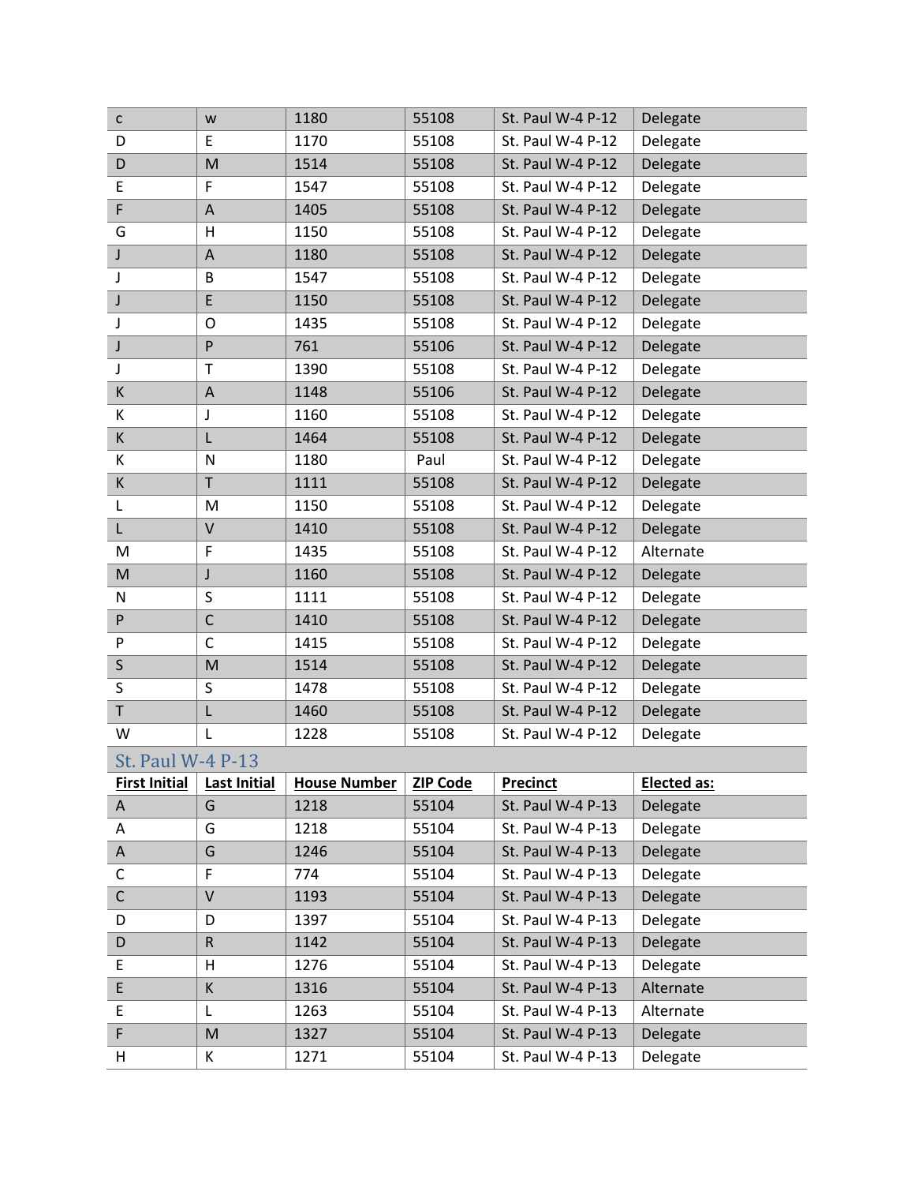| | | | | | |
|---|---|---|---|---|---|
| c | w | 1180 | 55108 | St. Paul W-4 P-12 | Delegate |
| D | E | 1170 | 55108 | St. Paul W-4 P-12 | Delegate |
| D | M | 1514 | 55108 | St. Paul W-4 P-12 | Delegate |
| E | F | 1547 | 55108 | St. Paul W-4 P-12 | Delegate |
| F | A | 1405 | 55108 | St. Paul W-4 P-12 | Delegate |
| G | H | 1150 | 55108 | St. Paul W-4 P-12 | Delegate |
| J | A | 1180 | 55108 | St. Paul W-4 P-12 | Delegate |
| J | B | 1547 | 55108 | St. Paul W-4 P-12 | Delegate |
| J | E | 1150 | 55108 | St. Paul W-4 P-12 | Delegate |
| J | O | 1435 | 55108 | St. Paul W-4 P-12 | Delegate |
| J | P | 761 | 55106 | St. Paul W-4 P-12 | Delegate |
| J | T | 1390 | 55108 | St. Paul W-4 P-12 | Delegate |
| K | A | 1148 | 55106 | St. Paul W-4 P-12 | Delegate |
| K | J | 1160 | 55108 | St. Paul W-4 P-12 | Delegate |
| K | L | 1464 | 55108 | St. Paul W-4 P-12 | Delegate |
| K | N | 1180 | Paul | St. Paul W-4 P-12 | Delegate |
| K | T | 1111 | 55108 | St. Paul W-4 P-12 | Delegate |
| L | M | 1150 | 55108 | St. Paul W-4 P-12 | Delegate |
| L | V | 1410 | 55108 | St. Paul W-4 P-12 | Delegate |
| M | F | 1435 | 55108 | St. Paul W-4 P-12 | Alternate |
| M | J | 1160 | 55108 | St. Paul W-4 P-12 | Delegate |
| N | S | 1111 | 55108 | St. Paul W-4 P-12 | Delegate |
| P | C | 1410 | 55108 | St. Paul W-4 P-12 | Delegate |
| P | C | 1415 | 55108 | St. Paul W-4 P-12 | Delegate |
| S | M | 1514 | 55108 | St. Paul W-4 P-12 | Delegate |
| S | S | 1478 | 55108 | St. Paul W-4 P-12 | Delegate |
| T | L | 1460 | 55108 | St. Paul W-4 P-12 | Delegate |
| W | L | 1228 | 55108 | St. Paul W-4 P-12 | Delegate |

## St. Paul W-4 P-13

| First Initial | Last Initial | House Number | ZIP Code | Precinct | Elected as: |
|---|---|---|---|---|---|
| A | G | 1218 | 55104 | St. Paul W-4 P-13 | Delegate |
| A | G | 1218 | 55104 | St. Paul W-4 P-13 | Delegate |
| A | G | 1246 | 55104 | St. Paul W-4 P-13 | Delegate |
| C | F | 774 | 55104 | St. Paul W-4 P-13 | Delegate |
| C | V | 1193 | 55104 | St. Paul W-4 P-13 | Delegate |
| D | D | 1397 | 55104 | St. Paul W-4 P-13 | Delegate |
| D | R | 1142 | 55104 | St. Paul W-4 P-13 | Delegate |
| E | H | 1276 | 55104 | St. Paul W-4 P-13 | Delegate |
| E | K | 1316 | 55104 | St. Paul W-4 P-13 | Alternate |
| E | L | 1263 | 55104 | St. Paul W-4 P-13 | Alternate |
| F | M | 1327 | 55104 | St. Paul W-4 P-13 | Delegate |
| H | K | 1271 | 55104 | St. Paul W-4 P-13 | Delegate |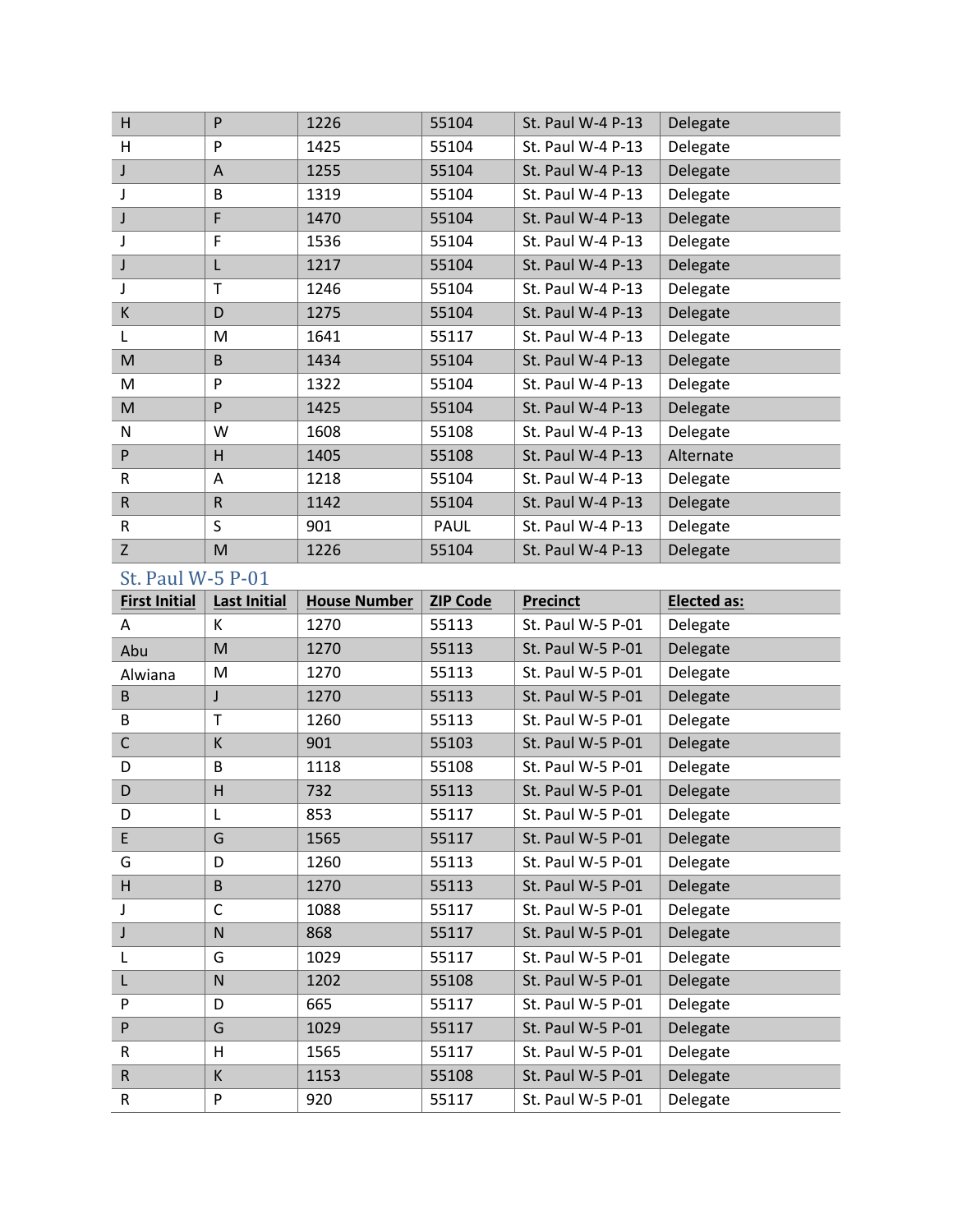| | | | | | |
|---|---|---|---|---|---|
| H | P | 1226 | 55104 | St. Paul W-4 P-13 | Delegate |
| H | P | 1425 | 55104 | St. Paul W-4 P-13 | Delegate |
| J | A | 1255 | 55104 | St. Paul W-4 P-13 | Delegate |
| J | B | 1319 | 55104 | St. Paul W-4 P-13 | Delegate |
| J | F | 1470 | 55104 | St. Paul W-4 P-13 | Delegate |
| J | F | 1536 | 55104 | St. Paul W-4 P-13 | Delegate |
| J | L | 1217 | 55104 | St. Paul W-4 P-13 | Delegate |
| J | T | 1246 | 55104 | St. Paul W-4 P-13 | Delegate |
| K | D | 1275 | 55104 | St. Paul W-4 P-13 | Delegate |
| L | M | 1641 | 55117 | St. Paul W-4 P-13 | Delegate |
| M | B | 1434 | 55104 | St. Paul W-4 P-13 | Delegate |
| M | P | 1322 | 55104 | St. Paul W-4 P-13 | Delegate |
| M | P | 1425 | 55104 | St. Paul W-4 P-13 | Delegate |
| N | W | 1608 | 55108 | St. Paul W-4 P-13 | Delegate |
| P | H | 1405 | 55108 | St. Paul W-4 P-13 | Alternate |
| R | A | 1218 | 55104 | St. Paul W-4 P-13 | Delegate |
| R | R | 1142 | 55104 | St. Paul W-4 P-13 | Delegate |
| R | S | 901 | PAUL | St. Paul W-4 P-13 | Delegate |
| Z | M | 1226 | 55104 | St. Paul W-4 P-13 | Delegate |

## St. Paul W-5 P-01

| First Initial | Last Initial | House Number | ZIP Code | Precinct | Elected as: |
|---|---|---|---|---|---|
| A | K | 1270 | 55113 | St. Paul W-5 P-01 | Delegate |
| Abu | M | 1270 | 55113 | St. Paul W-5 P-01 | Delegate |
| Alwiana | M | 1270 | 55113 | St. Paul W-5 P-01 | Delegate |
| B | J | 1270 | 55113 | St. Paul W-5 P-01 | Delegate |
| B | T | 1260 | 55113 | St. Paul W-5 P-01 | Delegate |
| C | K | 901 | 55103 | St. Paul W-5 P-01 | Delegate |
| D | B | 1118 | 55108 | St. Paul W-5 P-01 | Delegate |
| D | H | 732 | 55113 | St. Paul W-5 P-01 | Delegate |
| D | L | 853 | 55117 | St. Paul W-5 P-01 | Delegate |
| E | G | 1565 | 55117 | St. Paul W-5 P-01 | Delegate |
| G | D | 1260 | 55113 | St. Paul W-5 P-01 | Delegate |
| H | B | 1270 | 55113 | St. Paul W-5 P-01 | Delegate |
| J | C | 1088 | 55117 | St. Paul W-5 P-01 | Delegate |
| J | N | 868 | 55117 | St. Paul W-5 P-01 | Delegate |
| L | G | 1029 | 55117 | St. Paul W-5 P-01 | Delegate |
| L | N | 1202 | 55108 | St. Paul W-5 P-01 | Delegate |
| P | D | 665 | 55117 | St. Paul W-5 P-01 | Delegate |
| P | G | 1029 | 55117 | St. Paul W-5 P-01 | Delegate |
| R | H | 1565 | 55117 | St. Paul W-5 P-01 | Delegate |
| R | K | 1153 | 55108 | St. Paul W-5 P-01 | Delegate |
| R | P | 920 | 55117 | St. Paul W-5 P-01 | Delegate |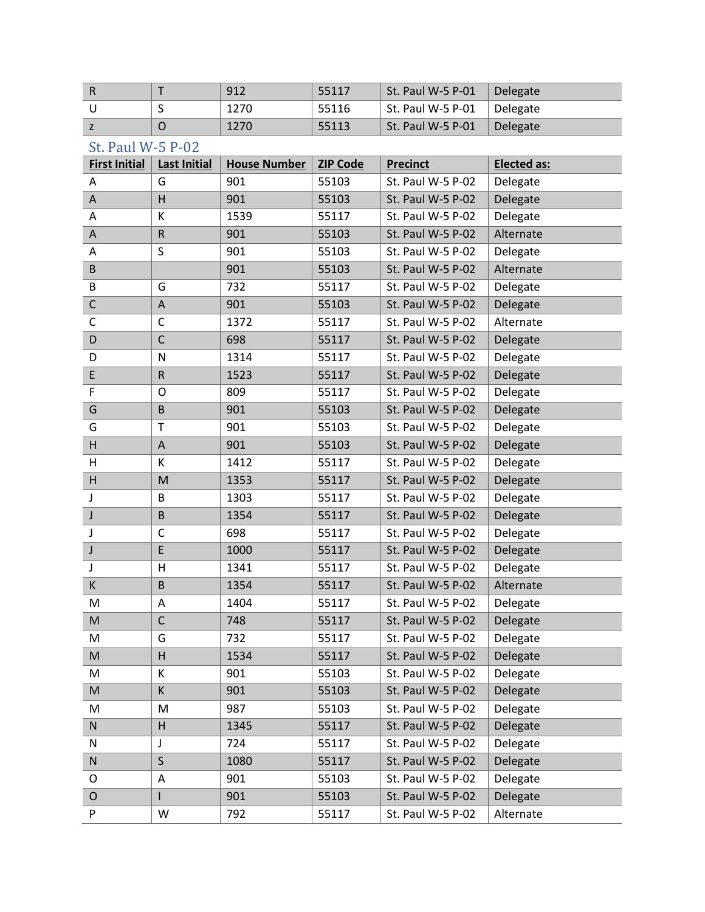| | | | | | |
|---|---|---|---|---|---|
| R | T | 912 | 55117 | St. Paul W-5 P-01 | Delegate |
| U | S | 1270 | 55116 | St. Paul W-5 P-01 | Delegate |
| z | O | 1270 | 55113 | St. Paul W-5 P-01 | Delegate |

### St. Paul W-5 P-02

| First Initial | Last Initial | House Number | ZIP Code | Precinct | Elected as: |
|---|---|---|---|---|---|
| A | G | 901 | 55103 | St. Paul W-5 P-02 | Delegate |
| A | H | 901 | 55103 | St. Paul W-5 P-02 | Delegate |
| A | K | 1539 | 55117 | St. Paul W-5 P-02 | Delegate |
| A | R | 901 | 55103 | St. Paul W-5 P-02 | Alternate |
| A | S | 901 | 55103 | St. Paul W-5 P-02 | Delegate |
| B | | 901 | 55103 | St. Paul W-5 P-02 | Alternate |
| B | G | 732 | 55117 | St. Paul W-5 P-02 | Delegate |
| C | A | 901 | 55103 | St. Paul W-5 P-02 | Delegate |
| C | C | 1372 | 55117 | St. Paul W-5 P-02 | Alternate |
| D | C | 698 | 55117 | St. Paul W-5 P-02 | Delegate |
| D | N | 1314 | 55117 | St. Paul W-5 P-02 | Delegate |
| E | R | 1523 | 55117 | St. Paul W-5 P-02 | Delegate |
| F | O | 809 | 55117 | St. Paul W-5 P-02 | Delegate |
| G | B | 901 | 55103 | St. Paul W-5 P-02 | Delegate |
| G | T | 901 | 55103 | St. Paul W-5 P-02 | Delegate |
| H | A | 901 | 55103 | St. Paul W-5 P-02 | Delegate |
| H | K | 1412 | 55117 | St. Paul W-5 P-02 | Delegate |
| H | M | 1353 | 55117 | St. Paul W-5 P-02 | Delegate |
| J | B | 1303 | 55117 | St. Paul W-5 P-02 | Delegate |
| J | B | 1354 | 55117 | St. Paul W-5 P-02 | Delegate |
| J | C | 698 | 55117 | St. Paul W-5 P-02 | Delegate |
| J | E | 1000 | 55117 | St. Paul W-5 P-02 | Delegate |
| J | H | 1341 | 55117 | St. Paul W-5 P-02 | Delegate |
| K | B | 1354 | 55117 | St. Paul W-5 P-02 | Alternate |
| M | A | 1404 | 55117 | St. Paul W-5 P-02 | Delegate |
| M | C | 748 | 55117 | St. Paul W-5 P-02 | Delegate |
| M | G | 732 | 55117 | St. Paul W-5 P-02 | Delegate |
| M | H | 1534 | 55117 | St. Paul W-5 P-02 | Delegate |
| M | K | 901 | 55103 | St. Paul W-5 P-02 | Delegate |
| M | K | 901 | 55103 | St. Paul W-5 P-02 | Delegate |
| M | M | 987 | 55103 | St. Paul W-5 P-02 | Delegate |
| N | H | 1345 | 55117 | St. Paul W-5 P-02 | Delegate |
| N | J | 724 | 55117 | St. Paul W-5 P-02 | Delegate |
| N | S | 1080 | 55117 | St. Paul W-5 P-02 | Delegate |
| O | A | 901 | 55103 | St. Paul W-5 P-02 | Delegate |
| O | I | 901 | 55103 | St. Paul W-5 P-02 | Delegate |
| P | W | 792 | 55117 | St. Paul W-5 P-02 | Alternate |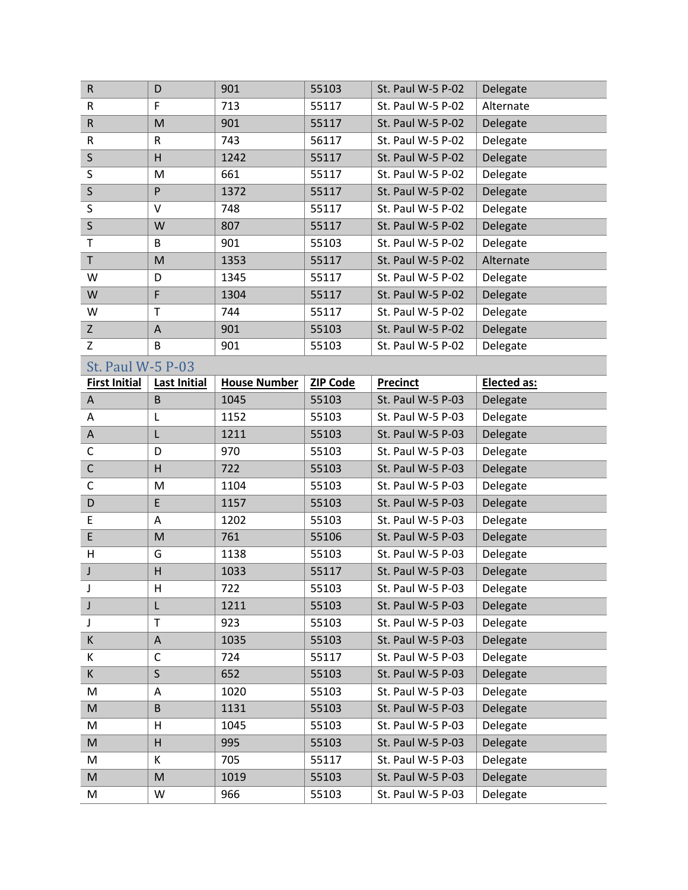| R | D | 901 | 55103 | St. Paul W-5 P-02 | Delegate |
|---|---|---|---|---|---|
| R | F | 713 | 55117 | St. Paul W-5 P-02 | Alternate |
| R | M | 901 | 55117 | St. Paul W-5 P-02 | Delegate |
| R | R | 743 | 56117 | St. Paul W-5 P-02 | Delegate |
| S | H | 1242 | 55117 | St. Paul W-5 P-02 | Delegate |
| S | M | 661 | 55117 | St. Paul W-5 P-02 | Delegate |
| S | P | 1372 | 55117 | St. Paul W-5 P-02 | Delegate |
| S | V | 748 | 55117 | St. Paul W-5 P-02 | Delegate |
| S | W | 807 | 55117 | St. Paul W-5 P-02 | Delegate |
| T | B | 901 | 55103 | St. Paul W-5 P-02 | Delegate |
| T | M | 1353 | 55117 | St. Paul W-5 P-02 | Alternate |
| W | D | 1345 | 55117 | St. Paul W-5 P-02 | Delegate |
| W | F | 1304 | 55117 | St. Paul W-5 P-02 | Delegate |
| W | T | 744 | 55117 | St. Paul W-5 P-02 | Delegate |
| Z | A | 901 | 55103 | St. Paul W-5 P-02 | Delegate |
| Z | B | 901 | 55103 | St. Paul W-5 P-02 | Delegate |

## St. Paul W-5 P-03

| First Initial | Last Initial | House Number | ZIP Code | Precinct | Elected as: |
|---|---|---|---|---|---|
| A | B | 1045 | 55103 | St. Paul W-5 P-03 | Delegate |
| A | L | 1152 | 55103 | St. Paul W-5 P-03 | Delegate |
| A | L | 1211 | 55103 | St. Paul W-5 P-03 | Delegate |
| C | D | 970 | 55103 | St. Paul W-5 P-03 | Delegate |
| C | H | 722 | 55103 | St. Paul W-5 P-03 | Delegate |
| C | M | 1104 | 55103 | St. Paul W-5 P-03 | Delegate |
| D | E | 1157 | 55103 | St. Paul W-5 P-03 | Delegate |
| E | A | 1202 | 55103 | St. Paul W-5 P-03 | Delegate |
| E | M | 761 | 55106 | St. Paul W-5 P-03 | Delegate |
| H | G | 1138 | 55103 | St. Paul W-5 P-03 | Delegate |
| J | H | 1033 | 55117 | St. Paul W-5 P-03 | Delegate |
| J | H | 722 | 55103 | St. Paul W-5 P-03 | Delegate |
| J | L | 1211 | 55103 | St. Paul W-5 P-03 | Delegate |
| J | T | 923 | 55103 | St. Paul W-5 P-03 | Delegate |
| K | A | 1035 | 55103 | St. Paul W-5 P-03 | Delegate |
| K | C | 724 | 55117 | St. Paul W-5 P-03 | Delegate |
| K | S | 652 | 55103 | St. Paul W-5 P-03 | Delegate |
| M | A | 1020 | 55103 | St. Paul W-5 P-03 | Delegate |
| M | B | 1131 | 55103 | St. Paul W-5 P-03 | Delegate |
| M | H | 1045 | 55103 | St. Paul W-5 P-03 | Delegate |
| M | H | 995 | 55103 | St. Paul W-5 P-03 | Delegate |
| M | K | 705 | 55117 | St. Paul W-5 P-03 | Delegate |
| M | M | 1019 | 55103 | St. Paul W-5 P-03 | Delegate |
| M | W | 966 | 55103 | St. Paul W-5 P-03 | Delegate |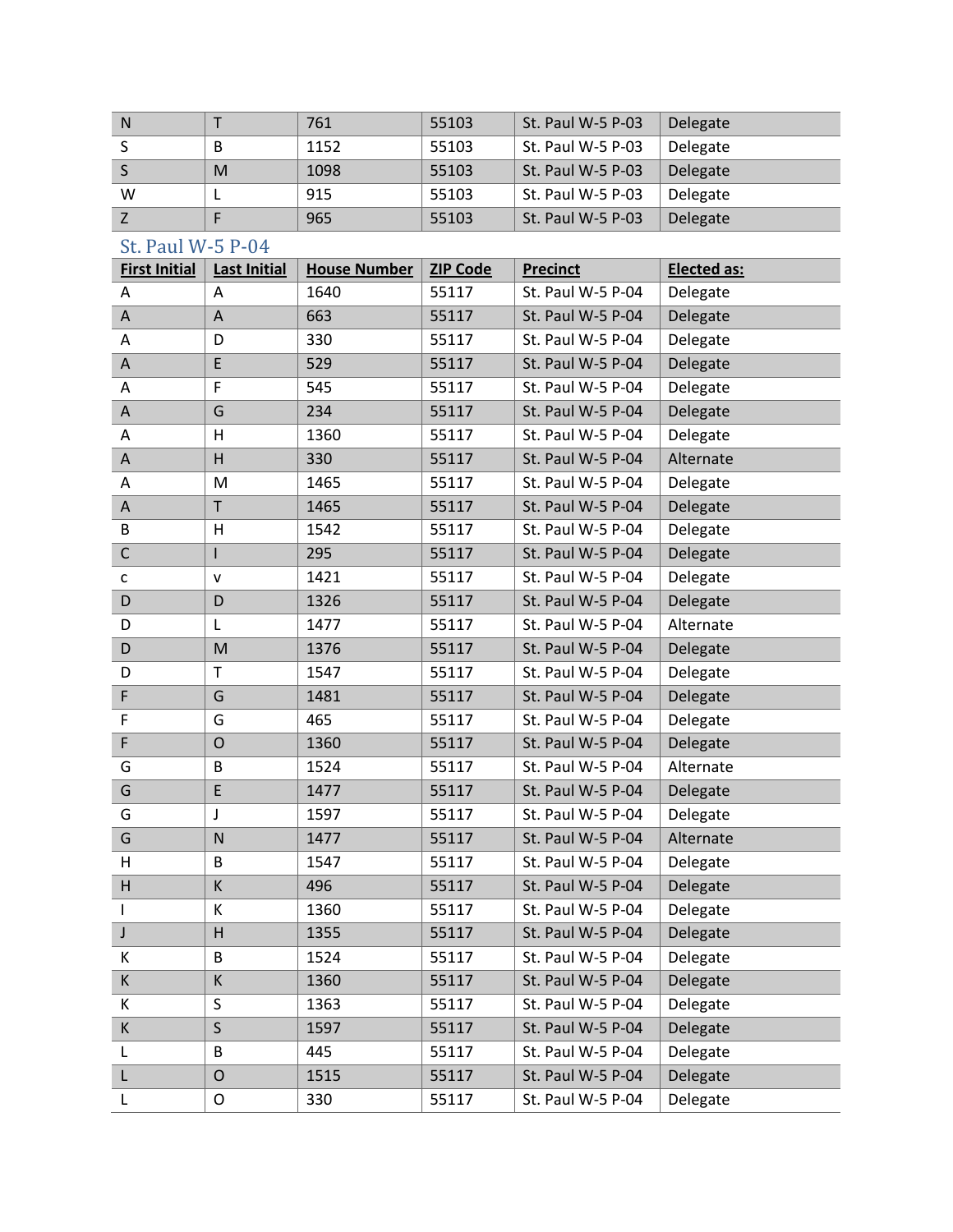| | | | | | |
|---|---|---|---|---|---|
| N | T | 761 | 55103 | St. Paul W-5 P-03 | Delegate |
| S | B | 1152 | 55103 | St. Paul W-5 P-03 | Delegate |
| S | M | 1098 | 55103 | St. Paul W-5 P-03 | Delegate |
| W | L | 915 | 55103 | St. Paul W-5 P-03 | Delegate |
| Z | F | 965 | 55103 | St. Paul W-5 P-03 | Delegate |

## St. Paul W-5 P-04

| First Initial | Last Initial | House Number | ZIP Code | Precinct | Elected as: |
|---|---|---|---|---|---|
| A | A | 1640 | 55117 | St. Paul W-5 P-04 | Delegate |
| A | A | 663 | 55117 | St. Paul W-5 P-04 | Delegate |
| A | D | 330 | 55117 | St. Paul W-5 P-04 | Delegate |
| A | E | 529 | 55117 | St. Paul W-5 P-04 | Delegate |
| A | F | 545 | 55117 | St. Paul W-5 P-04 | Delegate |
| A | G | 234 | 55117 | St. Paul W-5 P-04 | Delegate |
| A | H | 1360 | 55117 | St. Paul W-5 P-04 | Delegate |
| A | H | 330 | 55117 | St. Paul W-5 P-04 | Alternate |
| A | M | 1465 | 55117 | St. Paul W-5 P-04 | Delegate |
| A | T | 1465 | 55117 | St. Paul W-5 P-04 | Delegate |
| B | H | 1542 | 55117 | St. Paul W-5 P-04 | Delegate |
| C | I | 295 | 55117 | St. Paul W-5 P-04 | Delegate |
| c | v | 1421 | 55117 | St. Paul W-5 P-04 | Delegate |
| D | D | 1326 | 55117 | St. Paul W-5 P-04 | Delegate |
| D | L | 1477 | 55117 | St. Paul W-5 P-04 | Alternate |
| D | M | 1376 | 55117 | St. Paul W-5 P-04 | Delegate |
| D | T | 1547 | 55117 | St. Paul W-5 P-04 | Delegate |
| F | G | 1481 | 55117 | St. Paul W-5 P-04 | Delegate |
| F | G | 465 | 55117 | St. Paul W-5 P-04 | Delegate |
| F | O | 1360 | 55117 | St. Paul W-5 P-04 | Delegate |
| G | B | 1524 | 55117 | St. Paul W-5 P-04 | Alternate |
| G | E | 1477 | 55117 | St. Paul W-5 P-04 | Delegate |
| G | J | 1597 | 55117 | St. Paul W-5 P-04 | Delegate |
| G | N | 1477 | 55117 | St. Paul W-5 P-04 | Alternate |
| H | B | 1547 | 55117 | St. Paul W-5 P-04 | Delegate |
| H | K | 496 | 55117 | St. Paul W-5 P-04 | Delegate |
| I | K | 1360 | 55117 | St. Paul W-5 P-04 | Delegate |
| J | H | 1355 | 55117 | St. Paul W-5 P-04 | Delegate |
| K | B | 1524 | 55117 | St. Paul W-5 P-04 | Delegate |
| K | K | 1360 | 55117 | St. Paul W-5 P-04 | Delegate |
| K | S | 1363 | 55117 | St. Paul W-5 P-04 | Delegate |
| K | S | 1597 | 55117 | St. Paul W-5 P-04 | Delegate |
| L | B | 445 | 55117 | St. Paul W-5 P-04 | Delegate |
| L | O | 1515 | 55117 | St. Paul W-5 P-04 | Delegate |
| L | O | 330 | 55117 | St. Paul W-5 P-04 | Delegate |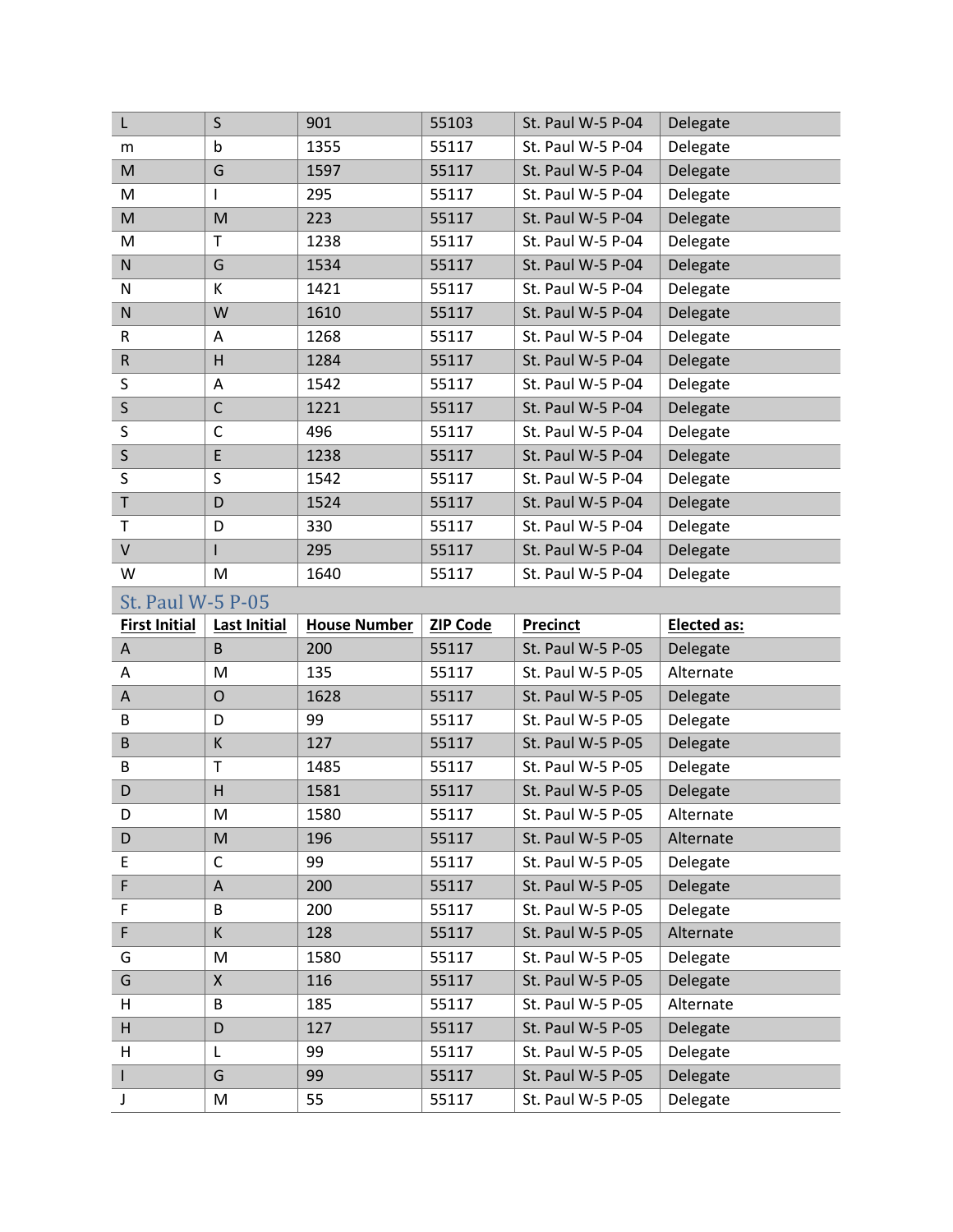| L | S | 901 | 55103 | St. Paul W-5 P-04 | Delegate |
|---|---|---|---|---|---|
| m | b | 1355 | 55117 | St. Paul W-5 P-04 | Delegate |
| M | G | 1597 | 55117 | St. Paul W-5 P-04 | Delegate |
| M | I | 295 | 55117 | St. Paul W-5 P-04 | Delegate |
| M | M | 223 | 55117 | St. Paul W-5 P-04 | Delegate |
| M | T | 1238 | 55117 | St. Paul W-5 P-04 | Delegate |
| N | G | 1534 | 55117 | St. Paul W-5 P-04 | Delegate |
| N | K | 1421 | 55117 | St. Paul W-5 P-04 | Delegate |
| N | W | 1610 | 55117 | St. Paul W-5 P-04 | Delegate |
| R | A | 1268 | 55117 | St. Paul W-5 P-04 | Delegate |
| R | H | 1284 | 55117 | St. Paul W-5 P-04 | Delegate |
| S | A | 1542 | 55117 | St. Paul W-5 P-04 | Delegate |
| S | C | 1221 | 55117 | St. Paul W-5 P-04 | Delegate |
| S | C | 496 | 55117 | St. Paul W-5 P-04 | Delegate |
| S | E | 1238 | 55117 | St. Paul W-5 P-04 | Delegate |
| S | S | 1542 | 55117 | St. Paul W-5 P-04 | Delegate |
| T | D | 1524 | 55117 | St. Paul W-5 P-04 | Delegate |
| T | D | 330 | 55117 | St. Paul W-5 P-04 | Delegate |
| V | I | 295 | 55117 | St. Paul W-5 P-04 | Delegate |
| W | M | 1640 | 55117 | St. Paul W-5 P-04 | Delegate |

## St. Paul W-5 P-05

| First Initial | Last Initial | House Number | ZIP Code | Precinct | Elected as: |
|---|---|---|---|---|---|
| A | B | 200 | 55117 | St. Paul W-5 P-05 | Delegate |
| A | M | 135 | 55117 | St. Paul W-5 P-05 | Alternate |
| A | O | 1628 | 55117 | St. Paul W-5 P-05 | Delegate |
| B | D | 99 | 55117 | St. Paul W-5 P-05 | Delegate |
| B | K | 127 | 55117 | St. Paul W-5 P-05 | Delegate |
| B | T | 1485 | 55117 | St. Paul W-5 P-05 | Delegate |
| D | H | 1581 | 55117 | St. Paul W-5 P-05 | Delegate |
| D | M | 1580 | 55117 | St. Paul W-5 P-05 | Alternate |
| D | M | 196 | 55117 | St. Paul W-5 P-05 | Alternate |
| E | C | 99 | 55117 | St. Paul W-5 P-05 | Delegate |
| F | A | 200 | 55117 | St. Paul W-5 P-05 | Delegate |
| F | B | 200 | 55117 | St. Paul W-5 P-05 | Delegate |
| F | K | 128 | 55117 | St. Paul W-5 P-05 | Alternate |
| G | M | 1580 | 55117 | St. Paul W-5 P-05 | Delegate |
| G | X | 116 | 55117 | St. Paul W-5 P-05 | Delegate |
| H | B | 185 | 55117 | St. Paul W-5 P-05 | Alternate |
| H | D | 127 | 55117 | St. Paul W-5 P-05 | Delegate |
| H | L | 99 | 55117 | St. Paul W-5 P-05 | Delegate |
| I | G | 99 | 55117 | St. Paul W-5 P-05 | Delegate |
| J | M | 55 | 55117 | St. Paul W-5 P-05 | Delegate |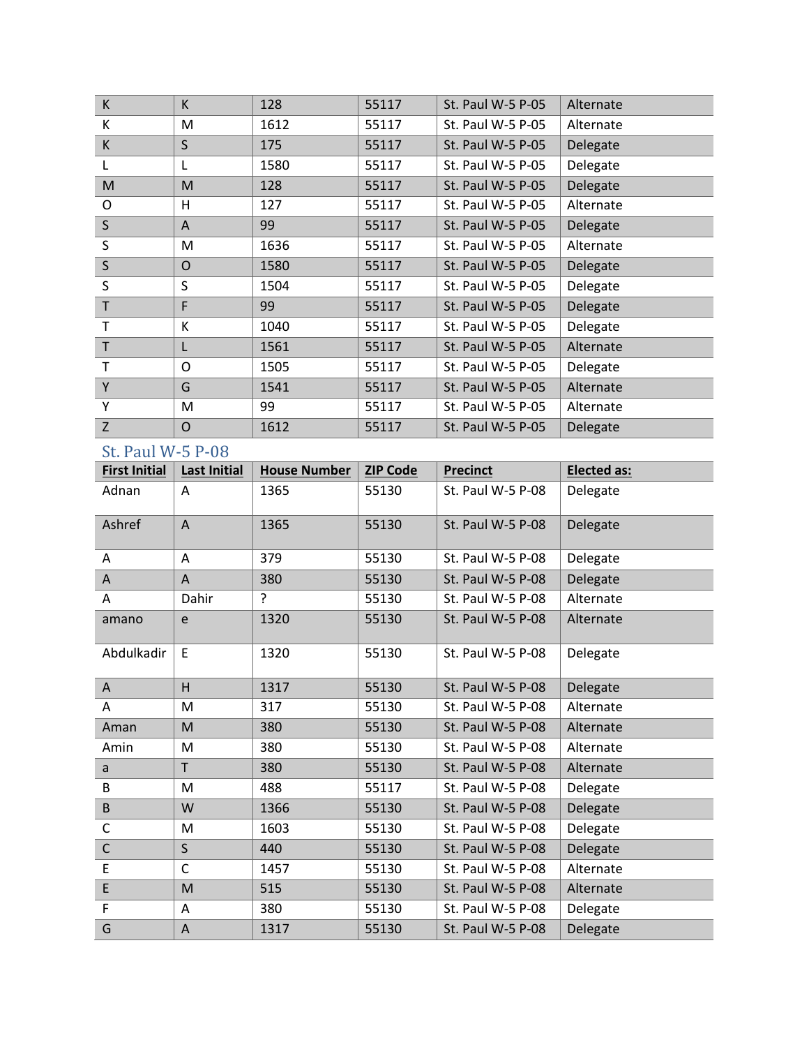| K | K | 128 | 55117 | St. Paul W-5 P-05 | Alternate |
|---|---|---|---|---|---|
| K | M | 1612 | 55117 | St. Paul W-5 P-05 | Alternate |
| K | S | 175 | 55117 | St. Paul W-5 P-05 | Delegate |
| L | L | 1580 | 55117 | St. Paul W-5 P-05 | Delegate |
| M | M | 128 | 55117 | St. Paul W-5 P-05 | Delegate |
| O | H | 127 | 55117 | St. Paul W-5 P-05 | Alternate |
| S | A | 99 | 55117 | St. Paul W-5 P-05 | Delegate |
| S | M | 1636 | 55117 | St. Paul W-5 P-05 | Alternate |
| S | O | 1580 | 55117 | St. Paul W-5 P-05 | Delegate |
| S | S | 1504 | 55117 | St. Paul W-5 P-05 | Delegate |
| T | F | 99 | 55117 | St. Paul W-5 P-05 | Delegate |
| T | K | 1040 | 55117 | St. Paul W-5 P-05 | Delegate |
| T | L | 1561 | 55117 | St. Paul W-5 P-05 | Alternate |
| T | O | 1505 | 55117 | St. Paul W-5 P-05 | Delegate |
| Y | G | 1541 | 55117 | St. Paul W-5 P-05 | Alternate |
| Y | M | 99 | 55117 | St. Paul W-5 P-05 | Alternate |
| Z | O | 1612 | 55117 | St. Paul W-5 P-05 | Delegate |

## St. Paul W-5 P-08

| First Initial | Last Initial | House Number | ZIP Code | Precinct | Elected as: |
|---|---|---|---|---|---|
| Adnan | A | 1365 | 55130 | St. Paul W-5 P-08 | Delegate |
| Ashref | A | 1365 | 55130 | St. Paul W-5 P-08 | Delegate |
| A | A | 379 | 55130 | St. Paul W-5 P-08 | Delegate |
| A | A | 380 | 55130 | St. Paul W-5 P-08 | Delegate |
| A | Dahir | ? | 55130 | St. Paul W-5 P-08 | Alternate |
| amano | e | 1320 | 55130 | St. Paul W-5 P-08 | Alternate |
| Abdulkadir | E | 1320 | 55130 | St. Paul W-5 P-08 | Delegate |
| A | H | 1317 | 55130 | St. Paul W-5 P-08 | Delegate |
| A | M | 317 | 55130 | St. Paul W-5 P-08 | Alternate |
| Aman | M | 380 | 55130 | St. Paul W-5 P-08 | Alternate |
| Amin | M | 380 | 55130 | St. Paul W-5 P-08 | Alternate |
| a | T | 380 | 55130 | St. Paul W-5 P-08 | Alternate |
| B | M | 488 | 55117 | St. Paul W-5 P-08 | Delegate |
| B | W | 1366 | 55130 | St. Paul W-5 P-08 | Delegate |
| C | M | 1603 | 55130 | St. Paul W-5 P-08 | Delegate |
| C | S | 440 | 55130 | St. Paul W-5 P-08 | Delegate |
| E | C | 1457 | 55130 | St. Paul W-5 P-08 | Alternate |
| E | M | 515 | 55130 | St. Paul W-5 P-08 | Alternate |
| F | A | 380 | 55130 | St. Paul W-5 P-08 | Delegate |
| G | A | 1317 | 55130 | St. Paul W-5 P-08 | Delegate |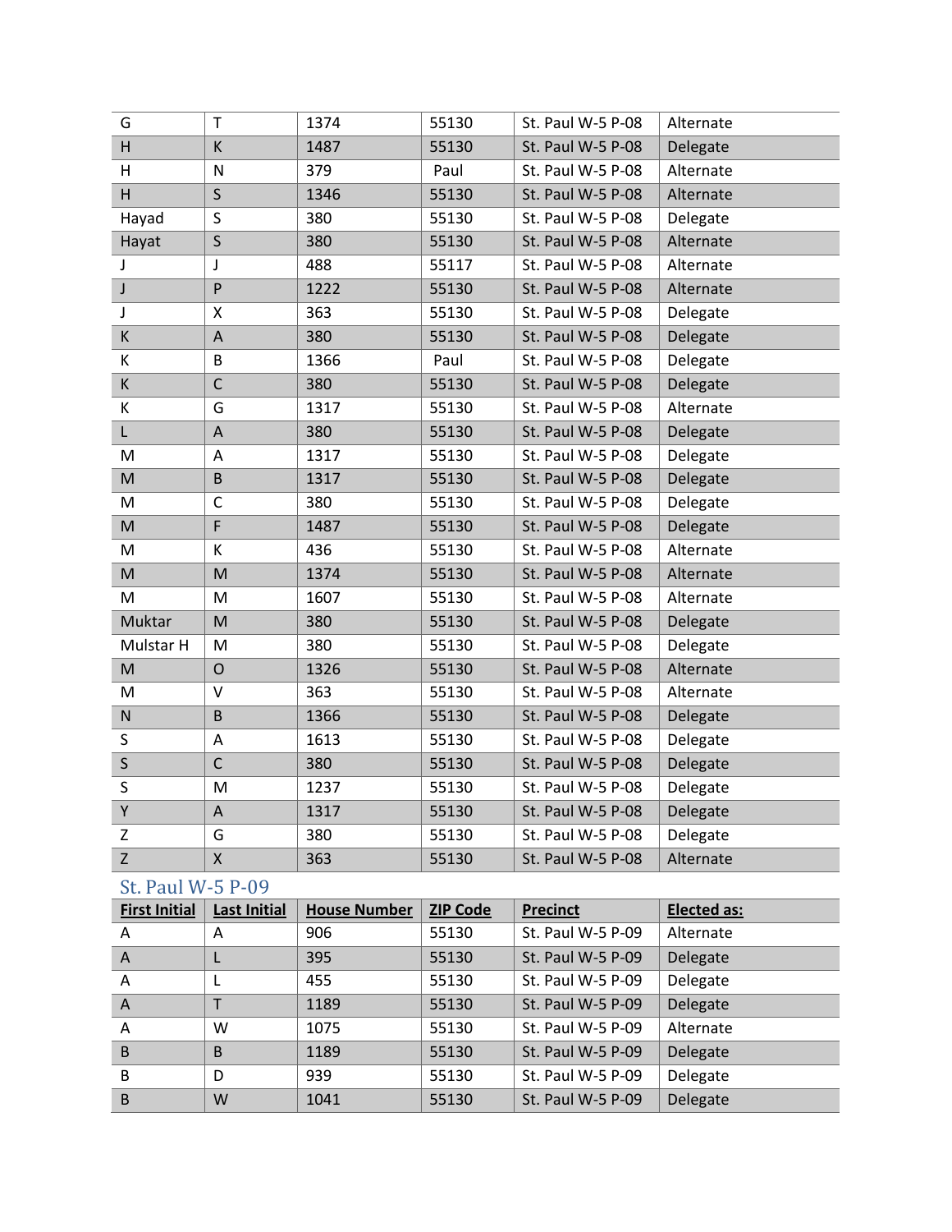| | | | | | |
|---|---|---|---|---|---|
| G | T | 1374 | 55130 | St. Paul W-5 P-08 | Alternate |
| H | K | 1487 | 55130 | St. Paul W-5 P-08 | Delegate |
| H | N | 379 | Paul | St. Paul W-5 P-08 | Alternate |
| H | S | 1346 | 55130 | St. Paul W-5 P-08 | Alternate |
| Hayad | S | 380 | 55130 | St. Paul W-5 P-08 | Delegate |
| Hayat | S | 380 | 55130 | St. Paul W-5 P-08 | Alternate |
| J | J | 488 | 55117 | St. Paul W-5 P-08 | Alternate |
| J | P | 1222 | 55130 | St. Paul W-5 P-08 | Alternate |
| J | X | 363 | 55130 | St. Paul W-5 P-08 | Delegate |
| K | A | 380 | 55130 | St. Paul W-5 P-08 | Delegate |
| K | B | 1366 | Paul | St. Paul W-5 P-08 | Delegate |
| K | C | 380 | 55130 | St. Paul W-5 P-08 | Delegate |
| K | G | 1317 | 55130 | St. Paul W-5 P-08 | Alternate |
| L | A | 380 | 55130 | St. Paul W-5 P-08 | Delegate |
| M | A | 1317 | 55130 | St. Paul W-5 P-08 | Delegate |
| M | B | 1317 | 55130 | St. Paul W-5 P-08 | Delegate |
| M | C | 380 | 55130 | St. Paul W-5 P-08 | Delegate |
| M | F | 1487 | 55130 | St. Paul W-5 P-08 | Delegate |
| M | K | 436 | 55130 | St. Paul W-5 P-08 | Alternate |
| M | M | 1374 | 55130 | St. Paul W-5 P-08 | Alternate |
| M | M | 1607 | 55130 | St. Paul W-5 P-08 | Alternate |
| Muktar | M | 380 | 55130 | St. Paul W-5 P-08 | Delegate |
| Mulstar H | M | 380 | 55130 | St. Paul W-5 P-08 | Delegate |
| M | O | 1326 | 55130 | St. Paul W-5 P-08 | Alternate |
| M | V | 363 | 55130 | St. Paul W-5 P-08 | Alternate |
| N | B | 1366 | 55130 | St. Paul W-5 P-08 | Delegate |
| S | A | 1613 | 55130 | St. Paul W-5 P-08 | Delegate |
| S | C | 380 | 55130 | St. Paul W-5 P-08 | Delegate |
| S | M | 1237 | 55130 | St. Paul W-5 P-08 | Delegate |
| Y | A | 1317 | 55130 | St. Paul W-5 P-08 | Delegate |
| Z | G | 380 | 55130 | St. Paul W-5 P-08 | Delegate |
| Z | X | 363 | 55130 | St. Paul W-5 P-08 | Alternate |

## St. Paul W-5 P-09

| First Initial | Last Initial | House Number | ZIP Code | Precinct | Elected as: |
|---|---|---|---|---|---|
| A | A | 906 | 55130 | St. Paul W-5 P-09 | Alternate |
| A | L | 395 | 55130 | St. Paul W-5 P-09 | Delegate |
| A | L | 455 | 55130 | St. Paul W-5 P-09 | Delegate |
| A | T | 1189 | 55130 | St. Paul W-5 P-09 | Delegate |
| A | W | 1075 | 55130 | St. Paul W-5 P-09 | Alternate |
| B | B | 1189 | 55130 | St. Paul W-5 P-09 | Delegate |
| B | D | 939 | 55130 | St. Paul W-5 P-09 | Delegate |
| B | W | 1041 | 55130 | St. Paul W-5 P-09 | Delegate |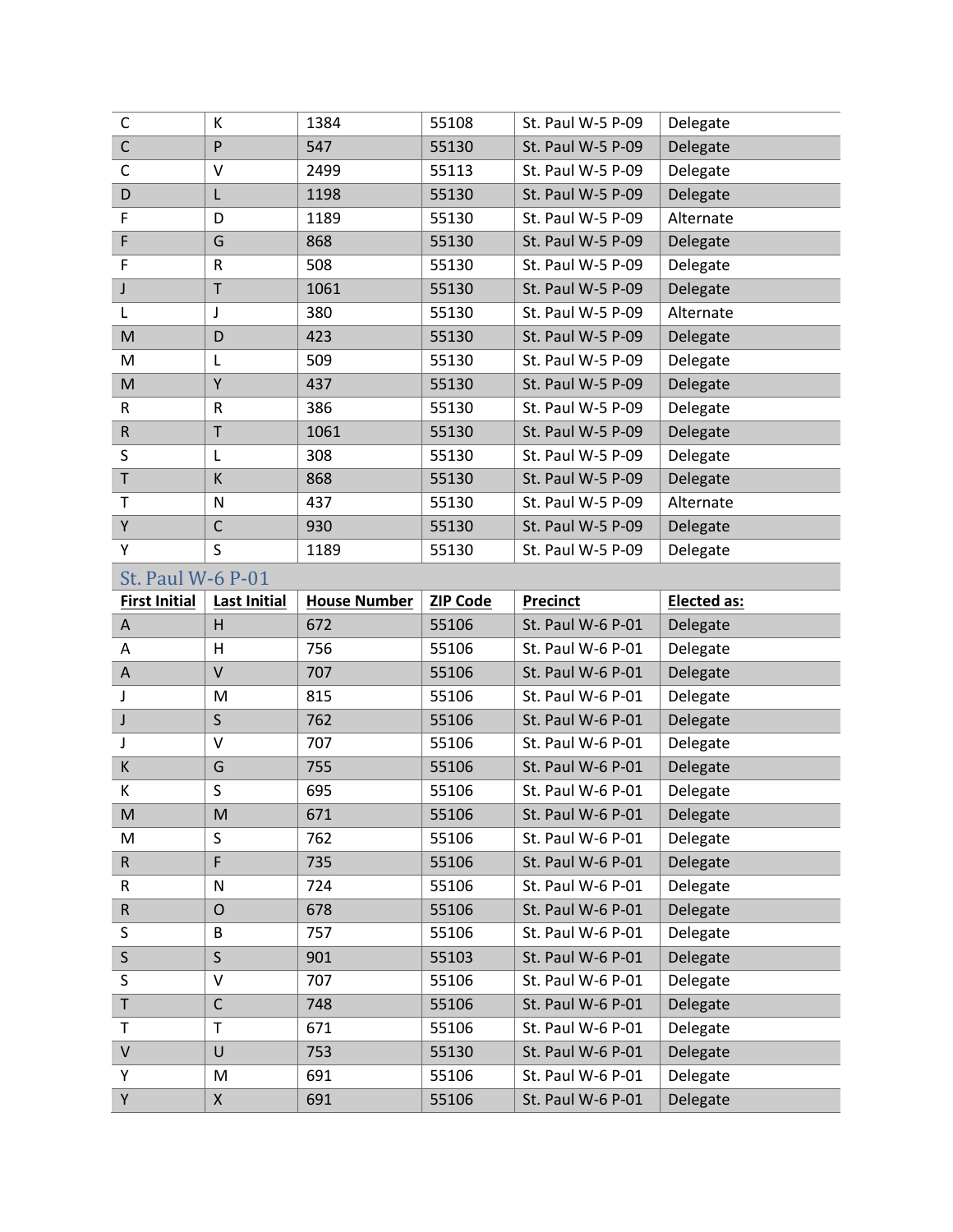| C | K | 1384 | 55108 | St. Paul W-5 P-09 | Delegate |
|---|---|---|---|---|---|
| C | P | 547 | 55130 | St. Paul W-5 P-09 | Delegate |
| C | V | 2499 | 55113 | St. Paul W-5 P-09 | Delegate |
| D | L | 1198 | 55130 | St. Paul W-5 P-09 | Delegate |
| F | D | 1189 | 55130 | St. Paul W-5 P-09 | Alternate |
| F | G | 868 | 55130 | St. Paul W-5 P-09 | Delegate |
| F | R | 508 | 55130 | St. Paul W-5 P-09 | Delegate |
| J | T | 1061 | 55130 | St. Paul W-5 P-09 | Delegate |
| L | J | 380 | 55130 | St. Paul W-5 P-09 | Alternate |
| M | D | 423 | 55130 | St. Paul W-5 P-09 | Delegate |
| M | L | 509 | 55130 | St. Paul W-5 P-09 | Delegate |
| M | Y | 437 | 55130 | St. Paul W-5 P-09 | Delegate |
| R | R | 386 | 55130 | St. Paul W-5 P-09 | Delegate |
| R | T | 1061 | 55130 | St. Paul W-5 P-09 | Delegate |
| S | L | 308 | 55130 | St. Paul W-5 P-09 | Delegate |
| T | K | 868 | 55130 | St. Paul W-5 P-09 | Delegate |
| T | N | 437 | 55130 | St. Paul W-5 P-09 | Alternate |
| Y | C | 930 | 55130 | St. Paul W-5 P-09 | Delegate |
| Y | S | 1189 | 55130 | St. Paul W-5 P-09 | Delegate |

## St. Paul W-6 P-01

| First Initial | Last Initial | House Number | ZIP Code | Precinct | Elected as: |
|---|---|---|---|---|---|
| A | H | 672 | 55106 | St. Paul W-6 P-01 | Delegate |
| A | H | 756 | 55106 | St. Paul W-6 P-01 | Delegate |
| A | V | 707 | 55106 | St. Paul W-6 P-01 | Delegate |
| J | M | 815 | 55106 | St. Paul W-6 P-01 | Delegate |
| J | S | 762 | 55106 | St. Paul W-6 P-01 | Delegate |
| J | V | 707 | 55106 | St. Paul W-6 P-01 | Delegate |
| K | G | 755 | 55106 | St. Paul W-6 P-01 | Delegate |
| K | S | 695 | 55106 | St. Paul W-6 P-01 | Delegate |
| M | M | 671 | 55106 | St. Paul W-6 P-01 | Delegate |
| M | S | 762 | 55106 | St. Paul W-6 P-01 | Delegate |
| R | F | 735 | 55106 | St. Paul W-6 P-01 | Delegate |
| R | N | 724 | 55106 | St. Paul W-6 P-01 | Delegate |
| R | O | 678 | 55106 | St. Paul W-6 P-01 | Delegate |
| S | B | 757 | 55106 | St. Paul W-6 P-01 | Delegate |
| S | S | 901 | 55103 | St. Paul W-6 P-01 | Delegate |
| S | V | 707 | 55106 | St. Paul W-6 P-01 | Delegate |
| T | C | 748 | 55106 | St. Paul W-6 P-01 | Delegate |
| T | T | 671 | 55106 | St. Paul W-6 P-01 | Delegate |
| V | U | 753 | 55130 | St. Paul W-6 P-01 | Delegate |
| Y | M | 691 | 55106 | St. Paul W-6 P-01 | Delegate |
| Y | X | 691 | 55106 | St. Paul W-6 P-01 | Delegate |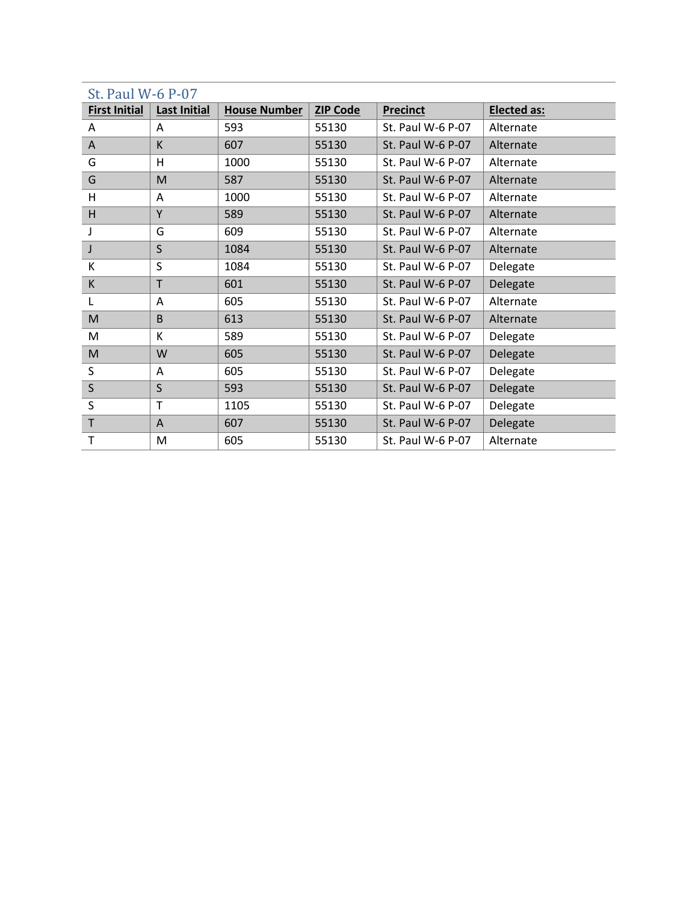## St. Paul W-6 P-07

| First Initial | Last Initial | House Number | ZIP Code | Precinct | Elected as: |
|---|---|---|---|---|---|
| A | A | 593 | 55130 | St. Paul W-6 P-07 | Alternate |
| A | K | 607 | 55130 | St. Paul W-6 P-07 | Alternate |
| G | H | 1000 | 55130 | St. Paul W-6 P-07 | Alternate |
| G | M | 587 | 55130 | St. Paul W-6 P-07 | Alternate |
| H | A | 1000 | 55130 | St. Paul W-6 P-07 | Alternate |
| H | Y | 589 | 55130 | St. Paul W-6 P-07 | Alternate |
| J | G | 609 | 55130 | St. Paul W-6 P-07 | Alternate |
| J | S | 1084 | 55130 | St. Paul W-6 P-07 | Alternate |
| K | S | 1084 | 55130 | St. Paul W-6 P-07 | Delegate |
| K | T | 601 | 55130 | St. Paul W-6 P-07 | Delegate |
| L | A | 605 | 55130 | St. Paul W-6 P-07 | Alternate |
| M | B | 613 | 55130 | St. Paul W-6 P-07 | Alternate |
| M | K | 589 | 55130 | St. Paul W-6 P-07 | Delegate |
| M | W | 605 | 55130 | St. Paul W-6 P-07 | Delegate |
| S | A | 605 | 55130 | St. Paul W-6 P-07 | Delegate |
| S | S | 593 | 55130 | St. Paul W-6 P-07 | Delegate |
| S | T | 1105 | 55130 | St. Paul W-6 P-07 | Delegate |
| T | A | 607 | 55130 | St. Paul W-6 P-07 | Delegate |
| T | M | 605 | 55130 | St. Paul W-6 P-07 | Alternate |